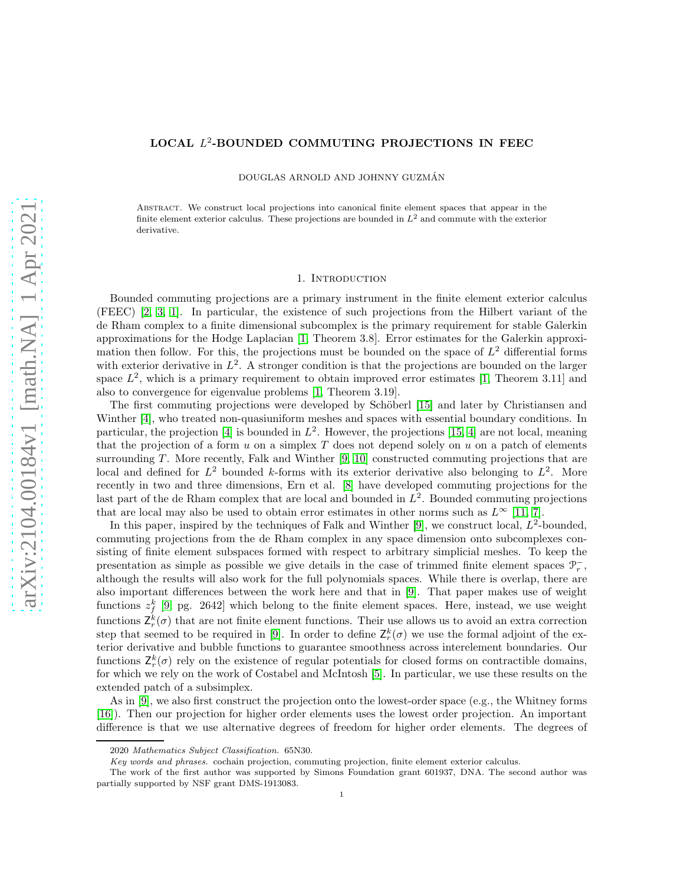# LOCAL $L^2$-BOUNDED COMMUTING PROJECTIONS IN FEEC

DOUGLAS ARNOLD AND JOHNNY GUZMÁN

Abstract. We construct local projections into canonical finite element spaces that appear in the finite element exterior calculus. These projections are bounded in $L^2$ and commute with the exterior derivative.

## 1. Introduction

Bounded commuting projections are a primary instrument in the finite element exterior calculus (FEEC) [2, 3, 1]. In particular, the existence of such projections from the Hilbert variant of the de Rham complex to a finite dimensional subcomplex is the primary requirement for stable Galerkin approximations for the Hodge Laplacian [1, Theorem 3.8]. Error estimates for the Galerkin approximation then follow. For this, the projections must be bounded on the space of $L^2$ differential forms with exterior derivative in $L^2$. A stronger condition is that the projections are bounded on the larger space $L^2$, which is a primary requirement to obtain improved error estimates [1, Theorem 3.11] and also to convergence for eigenvalue problems [1, Theorem 3.19].

The first commuting projections were developed by Schöberl [15] and later by Christiansen and Winther [4], who treated non-quasiuniform meshes and spaces with essential boundary conditions. In particular, the projection [4] is bounded in $L^2$. However, the projections [15, 4] are not local, meaning that the projection of a form $u$ on a simplex $T$ does not depend solely on $u$ on a patch of elements surrounding $T$. More recently, Falk and Winther [9, 10] constructed commuting projections that are local and defined for $L^2$ bounded $k$-forms with its exterior derivative also belonging to $L^2$. More recently in two and three dimensions, Ern et al. [8] have developed commuting projections for the last part of the de Rham complex that are local and bounded in $L^2$. Bounded commuting projections that are local may also be used to obtain error estimates in other norms such as $L^\infty$ [11, 7].

In this paper, inspired by the techniques of Falk and Winther [9], we construct local, $L^2$-bounded, commuting projections from the de Rham complex in any space dimension onto subcomplexes consisting of finite element subspaces formed with respect to arbitrary simplicial meshes. To keep the presentation as simple as possible we give details in the case of trimmed finite element spaces $\mathcal{P}_r^-$, although the results will also work for the full polynomials spaces. While there is overlap, there are also important differences between the work here and that in [9]. That paper makes use of weight functions $z_f^k$ [9 pg. 2642] which belong to the finite element spaces. Here, instead, we use weight functions $\mathsf{Z}_r^k(\sigma)$ that are not finite element functions. Their use allows us to avoid an extra correction step that seemed to be required in [9]. In order to define $\mathsf{Z}_r^k(\sigma)$ we use the formal adjoint of the exterior derivative and bubble functions to guarantee smoothness across interelement boundaries. Our functions $\mathsf{Z}_r^k(\sigma)$ rely on the existence of regular potentials for closed forms on contractible domains, for which we rely on the work of Costabel and McIntosh [5]. In particular, we use these results on the extended patch of a subsimplex.

As in [9], we also first construct the projection onto the lowest-order space (e.g., the Whitney forms [16]). Then our projection for higher order elements uses the lowest order projection. An important difference is that we use alternative degrees of freedom for higher order elements. The degrees of

2020 *Mathematics Subject Classification.* 65N30.

*Key words and phrases.* cochain projection, commuting projection, finite element exterior calculus.

The work of the first author was supported by Simons Foundation grant 601937, DNA. The second author was partially supported by NSF grant DMS-1913083.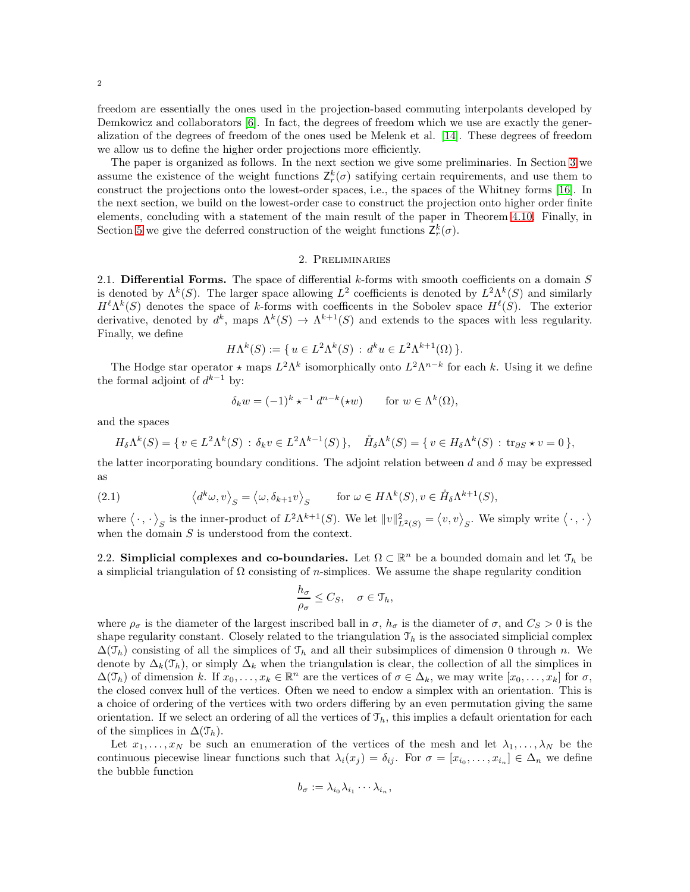freedom are essentially the ones used in the projection-based commuting interpolants developed by Demkowicz and collaborators [6]. In fact, the degrees of freedom which we use are exactly the generalization of the degrees of freedom of the ones used be Melenk et al. [14]. These degrees of freedom we allow us to define the higher order projections more efficiently.

The paper is organized as follows. In the next section we give some preliminaries. In Section 3 we assume the existence of the weight functions $\mathsf{Z}^k_r(\sigma)$ satisfying certain requirements, and use them to construct the projections onto the lowest-order spaces, i.e., the spaces of the Whitney forms [16]. In the next section, we build on the lowest-order case to construct the projection onto higher order finite elements, concluding with a statement of the main result of the paper in Theorem 4.10. Finally, in Section 5 we give the deferred construction of the weight functions $\mathsf{Z}^k_r(\sigma)$.

## 2. Preliminaries

**2.1. Differential Forms.** The space of differential $k$-forms with smooth coefficients on a domain $S$ is denoted by $\Lambda^k(S)$. The larger space allowing $L^2$ coefficients is denoted by $L^2\Lambda^k(S)$ and similarly $H^\ell\Lambda^k(S)$ denotes the space of $k$-forms with coefficents in the Sobolev space $H^\ell(S)$. The exterior derivative, denoted by $d^k$, maps $\Lambda^k(S) \to \Lambda^{k+1}(S)$ and extends to the spaces with less regularity. Finally, we define

$$H\Lambda^k(S) := \{\, u \in L^2\Lambda^k(S) \,:\, d^k u \in L^2\Lambda^{k+1}(\Omega)\,\}.$$

The Hodge star operator $\star$ maps $L^2\Lambda^k$ isomorphically onto $L^2\Lambda^{n-k}$ for each $k$. Using it we define the formal adjoint of $d^{k-1}$ by:

$$\delta_k w = (-1)^k \star^{-1} d^{n-k}(\star w) \qquad \text{for } w \in \Lambda^k(\Omega),$$

and the spaces

$$H_\delta\Lambda^k(S) = \{\, v \in L^2\Lambda^k(S) \,:\, \delta_k v \in L^2\Lambda^{k-1}(S)\,\}, \quad \mathring{H}_\delta\Lambda^k(S) = \{\, v \in H_\delta\Lambda^k(S) \,:\, \operatorname{tr}_{\partial S} \star v = 0\,\},$$

the latter incorporating boundary conditions. The adjoint relation between $d$ and $\delta$ may be expressed as

$$\left\langle d^k\omega, v\right\rangle_S = \left\langle \omega, \delta_{k+1} v\right\rangle_S \qquad \text{for } \omega \in H\Lambda^k(S), v \in \mathring{H}_\delta\Lambda^{k+1}(S), \tag{2.1}$$

where $\left\langle \cdot\,,\cdot\right\rangle_S$ is the inner-product of $L^2\Lambda^{k+1}(S)$. We let $\|v\|^2_{L^2(S)} = \left\langle v, v\right\rangle_S$. We simply write $\left\langle \cdot\,,\cdot\right\rangle$ when the domain $S$ is understood from the context.

**2.2. Simplicial complexes and co-boundaries.** Let $\Omega \subset \mathbb{R}^n$ be a bounded domain and let $\mathcal{T}_h$ be a simplicial triangulation of $\Omega$ consisting of $n$-simplices. We assume the shape regularity condition

$$\frac{h_\sigma}{\rho_\sigma} \le C_S, \quad \sigma \in \mathcal{T}_h,$$

where $\rho_\sigma$ is the diameter of the largest inscribed ball in $\sigma$, $h_\sigma$ is the diameter of $\sigma$, and $C_S > 0$ is the shape regularity constant. Closely related to the triangulation $\mathcal{T}_h$ is the associated simplicial complex $\Delta(\mathcal{T}_h)$ consisting of all the simplices of $\mathcal{T}_h$ and all their subsimplices of dimension 0 through $n$. We denote by $\Delta_k(\mathcal{T}_h)$, or simply $\Delta_k$ when the triangulation is clear, the collection of all the simplices in $\Delta(\mathcal{T}_h)$ of dimension $k$. If $x_0, \ldots, x_k \in \mathbb{R}^n$ are the vertices of $\sigma \in \Delta_k$, we may write $[x_0, \ldots, x_k]$ for $\sigma$, the closed convex hull of the vertices. Often we need to endow a simplex with an orientation. This is a choice of ordering of the vertices with two orders differing by an even permutation giving the same orientation. If we select an ordering of all the vertices of $\mathcal{T}_h$, this implies a default orientation for each of the simplices in $\Delta(\mathcal{T}_h)$.

Let $x_1, \ldots, x_N$ be such an enumeration of the vertices of the mesh and let $\lambda_1, \ldots, \lambda_N$ be the continuous piecewise linear functions such that $\lambda_i(x_j) = \delta_{ij}$. For $\sigma = [x_{i_0}, \ldots, x_{i_n}] \in \Delta_n$ we define the bubble function

$$b_\sigma := \lambda_{i_0}\lambda_{i_1}\cdots\lambda_{i_n},$$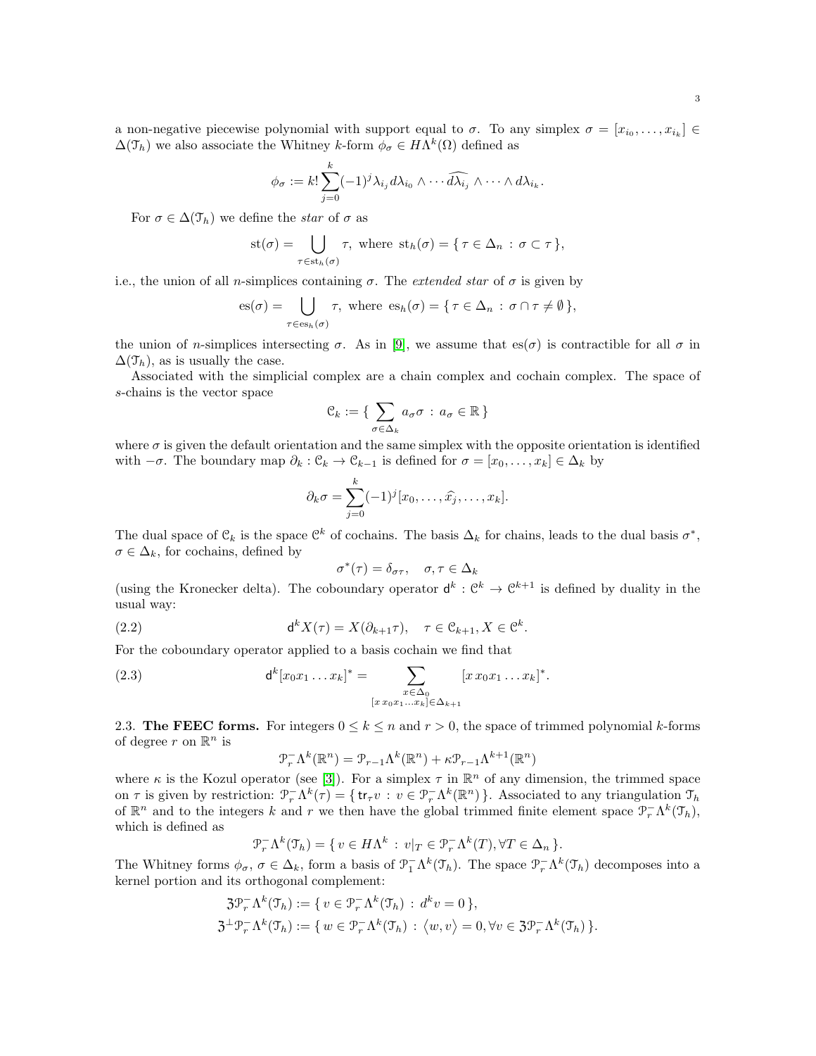a non-negative piecewise polynomial with support equal to $\sigma$. To any simplex $\sigma = [x_{i_0}, \dots, x_{i_k}] \in \Delta(\mathcal{T}_h)$ we also associate the Whitney $k$-form $\phi_\sigma \in H\Lambda^k(\Omega)$ defined as

$$\phi_\sigma := k! \sum_{j=0}^{k} (-1)^j \lambda_{i_j} d\lambda_{i_0} \wedge \cdots \widehat{d\lambda_{i_j}} \wedge \cdots \wedge d\lambda_{i_k}.$$

For $\sigma \in \Delta(\mathcal{T}_h)$ we define the *star* of $\sigma$ as

$$\mathrm{st}(\sigma) = \bigcup_{\tau \in \mathrm{st}_h(\sigma)} \tau, \text{ where } \mathrm{st}_h(\sigma) = \{ \tau \in \Delta_n : \sigma \subset \tau \},$$

i.e., the union of all $n$-simplices containing $\sigma$. The *extended star* of $\sigma$ is given by

$$\mathrm{es}(\sigma) = \bigcup_{\tau \in \mathrm{es}_h(\sigma)} \tau, \text{ where } \mathrm{es}_h(\sigma) = \{ \tau \in \Delta_n : \sigma \cap \tau \neq \emptyset \},$$

the union of $n$-simplices intersecting $\sigma$. As in [9], we assume that $\mathrm{es}(\sigma)$ is contractible for all $\sigma$ in $\Delta(\mathcal{T}_h)$, as is usually the case.

Associated with the simplicial complex are a chain complex and cochain complex. The space of $s$-chains is the vector space

$$\mathcal{C}_k := \{ \sum_{\sigma \in \Delta_k} a_\sigma \sigma \, : \, a_\sigma \in \mathbb{R} \}$$

where $\sigma$ is given the default orientation and the same simplex with the opposite orientation is identified with $-\sigma$. The boundary map $\partial_k : \mathcal{C}_k \to \mathcal{C}_{k-1}$ is defined for $\sigma = [x_0, \dots, x_k] \in \Delta_k$ by

$$\partial_k \sigma = \sum_{j=0}^{k} (-1)^j [x_0, \dots, \widehat{x_j}, \dots, x_k].$$

The dual space of $\mathcal{C}_k$ is the space $\mathcal{C}^k$ of cochains. The basis $\Delta_k$ for chains, leads to the dual basis $\sigma^*$, $\sigma \in \Delta_k$, for cochains, defined by

$$\sigma^*(\tau) = \delta_{\sigma\tau}, \quad \sigma, \tau \in \Delta_k$$

(using the Kronecker delta). The coboundary operator $\mathsf{d}^k : \mathcal{C}^k \to \mathcal{C}^{k+1}$ is defined by duality in the usual way:

$$\mathsf{d}^k X(\tau) = X(\partial_{k+1}\tau), \quad \tau \in \mathcal{C}_{k+1}, X \in \mathcal{C}^k. \tag{2.2}$$

For the coboundary operator applied to a basis cochain we find that

$$\mathsf{d}^k [x_0 x_1 \dots x_k]^* = \sum_{\substack{x \in \Delta_0 \\ [x\, x_0 x_1 \dots x_k] \in \Delta_{k+1}}} [x\, x_0 x_1 \dots x_k]^*. \tag{2.3}$$

2.3. **The FEEC forms.** For integers $0 \le k \le n$ and $r > 0$, the space of trimmed polynomial $k$-forms of degree $r$ on $\mathbb{R}^n$ is

$$\mathcal{P}_r^- \Lambda^k(\mathbb{R}^n) = \mathcal{P}_{r-1}\Lambda^k(\mathbb{R}^n) + \kappa \mathcal{P}_{r-1}\Lambda^{k+1}(\mathbb{R}^n)$$

where $\kappa$ is the Kozul operator (see [3]). For a simplex $\tau$ in $\mathbb{R}^n$ of any dimension, the trimmed space on $\tau$ is given by restriction: $\mathcal{P}_r^- \Lambda^k(\tau) = \{ \mathsf{tr}_\tau v \, : \, v \in \mathcal{P}_r^- \Lambda^k(\mathbb{R}^n) \}$. Associated to any triangulation $\mathcal{T}_h$ of $\mathbb{R}^n$ and to the integers $k$ and $r$ we then have the global trimmed finite element space $\mathcal{P}_r^- \Lambda^k(\mathcal{T}_h)$, which is defined as

$$\mathcal{P}_r^- \Lambda^k(\mathcal{T}_h) = \{ v \in H\Lambda^k \, : \, v|_T \in \mathcal{P}_r^- \Lambda^k(T), \forall T \in \Delta_n \}.$$

The Whitney forms $\phi_\sigma$, $\sigma \in \Delta_k$, form a basis of $\mathcal{P}_1^- \Lambda^k(\mathcal{T}_h)$. The space $\mathcal{P}_r^- \Lambda^k(\mathcal{T}_h)$ decomposes into a kernel portion and its orthogonal complement:

$$\mathfrak{Z}\mathcal{P}_r^- \Lambda^k(\mathcal{T}_h) := \{ v \in \mathcal{P}_r^- \Lambda^k(\mathcal{T}_h) \, : \, d^k v = 0 \},$$
$$\mathfrak{Z}^\perp \mathcal{P}_r^- \Lambda^k(\mathcal{T}_h) := \{ w \in \mathcal{P}_r^- \Lambda^k(\mathcal{T}_h) \, : \, \langle w, v \rangle = 0, \forall v \in \mathfrak{Z}\mathcal{P}_r^- \Lambda^k(\mathcal{T}_h) \}.$$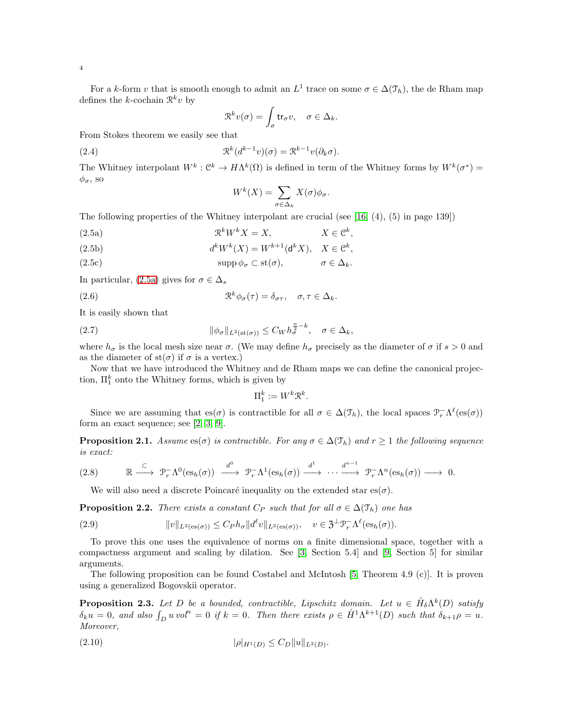For a $k$-form $v$ that is smooth enough to admit an $L^1$ trace on some $\sigma \in \Delta(\mathcal{T}_h)$, the de Rham map defines the $k$-cochain $\mathcal{R}^k v$ by

$$\mathcal{R}^k v(\sigma) = \int_\sigma \mathsf{tr}_\sigma v, \quad \sigma \in \Delta_k.$$

From Stokes theorem we easily see that

$$\mathcal{R}^k(d^{k-1}v)(\sigma) = \mathcal{R}^{k-1}v(\partial_k \sigma). \tag{2.4}$$

The Whitney interpolant $W^k : \mathcal{C}^k \to H\Lambda^k(\Omega)$ is defined in term of the Whitney forms by $W^k(\sigma^*) = \phi_\sigma$, so

$$W^k(X) = \sum_{\sigma \in \Delta_k} X(\sigma)\phi_\sigma.$$

The following properties of the Whitney interpolant are crucial (see [16, (4), (5) in page 139])

$$\mathcal{R}^k W^k X = X, \qquad X \in \mathcal{C}^k, \tag{2.5a}$$

$$d^k W^k(X) = W^{k+1}(\mathsf{d}^k X), \quad X \in \mathcal{C}^k, \tag{2.5b}$$

$$\operatorname{supp}\phi_\sigma \subset \operatorname{st}(\sigma), \qquad \sigma \in \Delta_k. \tag{2.5c}$$

In particular, (2.5a) gives for $\sigma \in \Delta_s$

$$\mathcal{R}^k \phi_\sigma(\tau) = \delta_{\sigma\tau}, \quad \sigma, \tau \in \Delta_k. \tag{2.6}$$

It is easily shown that

$$\|\phi_\sigma\|_{L^2(\operatorname{st}(\sigma))} \le C_W h_\sigma^{\frac{n}{2}-k}, \quad \sigma \in \Delta_k, \tag{2.7}$$

where $h_\sigma$ is the local mesh size near $\sigma$. (We may define $h_\sigma$ precisely as the diameter of $\sigma$ if $s > 0$ and as the diameter of $\operatorname{st}(\sigma)$ if $\sigma$ is a vertex.)

Now that we have introduced the Whitney and de Rham maps we can define the canonical projection, $\Pi_1^k$ onto the Whitney forms, which is given by

$$\Pi_1^k := W^k \mathcal{R}^k.$$

Since we are assuming that $\operatorname{es}(\sigma)$ is contractible for all $\sigma \in \Delta(\mathcal{T}_h)$, the local spaces $\mathcal{P}_r^-\Lambda^\ell(\operatorname{es}(\sigma))$ form an exact sequence; see [2, 3, 9].

**Proposition 2.1.** *Assume* $\operatorname{es}(\sigma)$ *is contractible. For any* $\sigma \in \Delta(\mathcal{T}_h)$ *and* $r \ge 1$ *the following sequence is exact:*

$$\mathbb{R} \xrightarrow{\;\subset\;} \mathcal{P}_r^-\Lambda^0(\operatorname{es}_h(\sigma)) \xrightarrow{\;d^0\;} \mathcal{P}_r^-\Lambda^1(\operatorname{es}_h(\sigma)) \xrightarrow{\;d^1\;} \cdots \xrightarrow{\;d^{n-1}\;} \mathcal{P}_r^-\Lambda^n(\operatorname{es}_h(\sigma)) \longrightarrow 0. \tag{2.8}$$

We will also need a discrete Poincaré inequality on the extended star $\operatorname{es}(\sigma)$.

**Proposition 2.2.** *There exists a constant* $C_P$ *such that for all* $\sigma \in \Delta(\mathcal{T}_h)$ *one has*

$$\|v\|_{L^2(\operatorname{es}(\sigma))} \le C_P h_\sigma \|d^\ell v\|_{L^2(\operatorname{es}(\sigma))}, \quad v \in \mathfrak{Z}^\perp \mathcal{P}_r^-\Lambda^\ell(\operatorname{es}_h(\sigma)). \tag{2.9}$$

To prove this one uses the equivalence of norms on a finite dimensional space, together with a compactness argument and scaling by dilation. See [3, Section 5.4] and [9, Section 5] for similar arguments.

The following proposition can be found Costabel and McIntosh [5, Theorem 4.9 (c)]. It is proven using a generalized Bogovskii operator.

**Proposition 2.3.** *Let* $D$ *be a bounded, contractible, Lipschitz domain. Let* $u \in \mathring{H}_\delta\Lambda^k(D)$ *satisfy* $\delta_k u = 0$*, and also* $\int_D u \, vol^n = 0$ *if* $k = 0$*. Then there exists* $\rho \in \mathring{H}^1\Lambda^{k+1}(D)$ *such that* $\delta_{k+1}\rho = u$*. Moreover,*

$$|\rho|_{H^1(D)} \le C_D \|u\|_{L^2(D)}. \tag{2.10}$$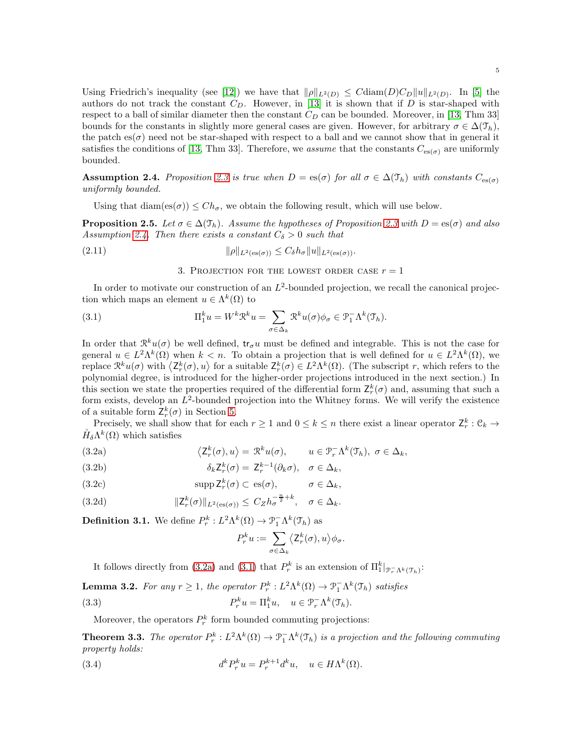Using Friedrich's inequality (see [12]) we have that $\|\rho\|_{L^2(D)} \le C\mathrm{diam}(D)C_D\|u\|_{L^2(D)}$. In [5] the authors do not track the constant $C_D$. However, in [13] it is shown that if $D$ is star-shaped with respect to a ball of similar diameter then the constant $C_D$ can be bounded. Moreover, in [13, Thm 33] bounds for the constants in slightly more general cases are given. However, for arbitrary $\sigma \in \Delta(\mathcal{T}_h)$, the patch $\mathrm{es}(\sigma)$ need not be star-shaped with respect to a ball and we cannot show that in general it satisfies the conditions of [13, Thm 33]. Therefore, we *assume* that the constants $C_{\mathrm{es}(\sigma)}$ are uniformly bounded.

**Assumption 2.4.** *Proposition 2.3 is true when $D = \mathrm{es}(\sigma)$ for all $\sigma \in \Delta(\mathcal{T}_h)$ with constants $C_{\mathrm{es}(\sigma)}$ uniformly bounded.*

Using that $\mathrm{diam}(\mathrm{es}(\sigma)) \le Ch_\sigma$, we obtain the following result, which will use below.

**Proposition 2.5.** *Let $\sigma \in \Delta(\mathcal{T}_h)$. Assume the hypotheses of Proposition 2.3 with $D = \mathrm{es}(\sigma)$ and also Assumption 2.4. Then there exists a constant $C_\delta > 0$ such that*

$$\|\rho\|_{L^2(\mathrm{es}(\sigma))} \le C_\delta h_\sigma \|u\|_{L^2(\mathrm{es}(\sigma))}. \tag{2.11}$$

## 3. Projection for the lowest order case $r = 1$

In order to motivate our construction of an $L^2$-bounded projection, we recall the canonical projection which maps an element $u \in \Lambda^k(\Omega)$ to

$$\Pi_1^k u = W^k \mathcal{R}^k u = \sum_{\sigma \in \Delta_k} \mathcal{R}^k u(\sigma)\phi_\sigma \in \mathcal{P}_1^- \Lambda^k(\mathcal{T}_h). \tag{3.1}$$

In order that $\mathcal{R}^k u(\sigma)$ be well defined, $\mathsf{tr}_\sigma u$ must be defined and integrable. This is not the case for general $u \in L^2\Lambda^k(\Omega)$ when $k < n$. To obtain a projection that is well defined for $u \in L^2\Lambda^k(\Omega)$, we replace $\mathcal{R}^k u(\sigma)$ with $\langle \mathsf{Z}_r^k(\sigma), u\rangle$ for a suitable $\mathsf{Z}_r^k(\sigma) \in L^2\Lambda^k(\Omega)$. (The subscript $r$, which refers to the polynomial degree, is introduced for the higher-order projections introduced in the next section.) In this section we state the properties required of the differential form $\mathsf{Z}_r^k(\sigma)$ and, assuming that such a form exists, develop an $L^2$-bounded projection into the Whitney forms. We will verify the existence of a suitable form $\mathsf{Z}_r^k(\sigma)$ in Section 5.

Precisely, we shall show that for each $r \ge 1$ and $0 \le k \le n$ there exist a linear operator $\mathsf{Z}_r^k : \mathcal{C}_k \to \mathring{H}_\delta\Lambda^k(\Omega)$ which satisfies

$$\langle \mathsf{Z}_r^k(\sigma), u\rangle = \mathcal{R}^k u(\sigma), \qquad u \in \mathcal{P}_r^-\Lambda^k(\mathcal{T}_h),\ \sigma \in \Delta_k, \tag{3.2a}$$

$$\delta_k \mathsf{Z}_r^k(\sigma) = \mathsf{Z}_r^{k-1}(\partial_k\sigma), \quad \sigma \in \Delta_k, \tag{3.2b}$$

$$\mathrm{supp}\, \mathsf{Z}_r^k(\sigma) \subset \mathrm{es}(\sigma), \qquad \sigma \in \Delta_k, \tag{3.2c}$$

$$\|\mathsf{Z}_r^k(\sigma)\|_{L^2(\mathrm{es}(\sigma))} \le C_Z h_\sigma^{-\frac{n}{2}+k}, \quad \sigma \in \Delta_k. \tag{3.2d}$$

**Definition 3.1.** We define $P_r^k : L^2\Lambda^k(\Omega) \to \mathcal{P}_1^-\Lambda^k(\mathcal{T}_h)$ as

$$P_r^k u := \sum_{\sigma \in \Delta_k} \langle \mathsf{Z}_r^k(\sigma), u\rangle \phi_\sigma.$$

It follows directly from (3.2a) and (3.1) that $P_r^k$ is an extension of $\Pi_1^k|_{\mathcal{P}_r^-\Lambda^k(\mathcal{T}_h)}$:

**Lemma 3.2.** *For any $r \ge 1$, the operator $P_r^k : L^2\Lambda^k(\Omega) \to \mathcal{P}_1^-\Lambda^k(\mathcal{T}_h)$ satisfies*

$$P_r^k u = \Pi_1^k u, \quad u \in \mathcal{P}_r^-\Lambda^k(\mathcal{T}_h). \tag{3.3}$$

Moreover, the operators $P_r^k$ form bounded commuting projections:

**Theorem 3.3.** *The operator $P_r^k : L^2\Lambda^k(\Omega) \to \mathcal{P}_1^-\Lambda^k(\mathcal{T}_h)$ is a projection and the following commuting property holds:*

$$d^k P_r^k u = P_r^{k+1} d^k u, \quad u \in H\Lambda^k(\Omega). \tag{3.4}$$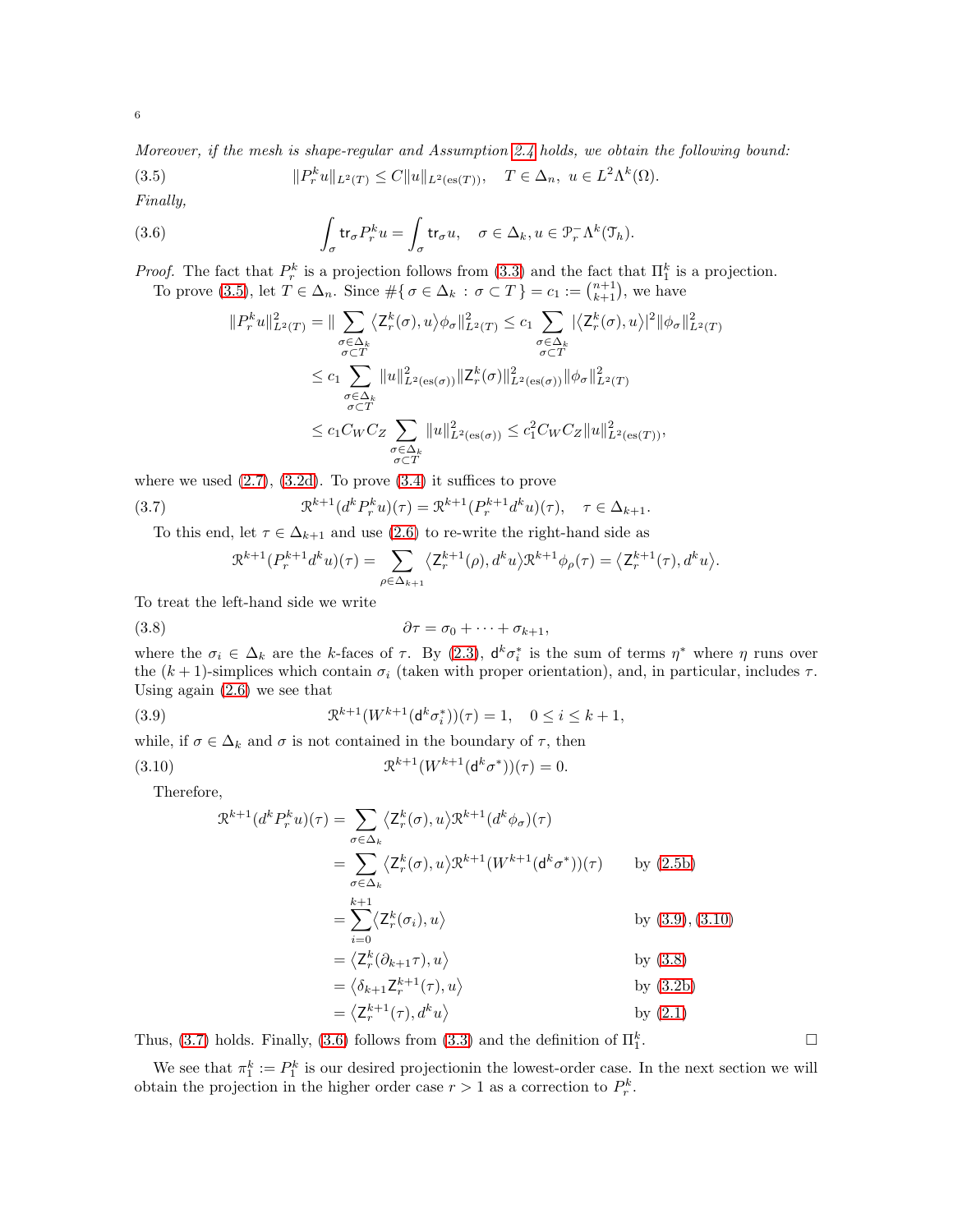*Moreover, if the mesh is shape-regular and Assumption 2.4 holds, we obtain the following bound:*

$$\|P_r^k u\|_{L^2(T)} \le C \|u\|_{L^2(\mathrm{es}(T))}, \quad T \in \Delta_n,\ u \in L^2\Lambda^k(\Omega). \tag{3.5}$$

*Finally,*

$$\int_\sigma \mathsf{tr}_\sigma P_r^k u = \int_\sigma \mathsf{tr}_\sigma u, \quad \sigma \in \Delta_k, u \in \mathcal{P}_r^- \Lambda^k(\mathcal{T}_h). \tag{3.6}$$

*Proof.* The fact that $P_r^k$ is a projection follows from (3.3) and the fact that $\Pi_1^k$ is a projection.

To prove (3.5), let $T \in \Delta_n$. Since $\#\{\, \sigma \in \Delta_k : \sigma \subset T\,\} = c_1 := \binom{n+1}{k+1}$, we have

$$\begin{aligned}
\|P_r^k u\|_{L^2(T)}^2 &= \| \sum_{\substack{\sigma \in \Delta_k \\ \sigma \subset T}} \langle \mathsf{Z}_r^k(\sigma), u \rangle \phi_\sigma \|_{L^2(T)}^2 \le c_1 \sum_{\substack{\sigma \in \Delta_k \\ \sigma \subset T}} |\langle \mathsf{Z}_r^k(\sigma), u \rangle|^2 \|\phi_\sigma\|_{L^2(T)}^2 \\
&\le c_1 \sum_{\substack{\sigma \in \Delta_k \\ \sigma \subset T}} \|u\|_{L^2(\mathrm{es}(\sigma))}^2 \|\mathsf{Z}_r^k(\sigma)\|_{L^2(\mathrm{es}(\sigma))}^2 \|\phi_\sigma\|_{L^2(T)}^2 \\
&\le c_1 C_W C_Z \sum_{\substack{\sigma \in \Delta_k \\ \sigma \subset T}} \|u\|_{L^2(\mathrm{es}(\sigma))}^2 \le c_1^2 C_W C_Z \|u\|_{L^2(\mathrm{es}(T))}^2,
\end{aligned}$$

where we used (2.7), (3.2d). To prove (3.4) it suffices to prove

$$\mathcal{R}^{k+1}(d^k P_r^k u)(\tau) = \mathcal{R}^{k+1}(P_r^{k+1} d^k u)(\tau), \quad \tau \in \Delta_{k+1}. \tag{3.7}$$

To this end, let $\tau \in \Delta_{k+1}$ and use (2.6) to re-write the right-hand side as

$$\mathcal{R}^{k+1}(P_r^{k+1} d^k u)(\tau) = \sum_{\rho \in \Delta_{k+1}} \langle \mathsf{Z}_r^{k+1}(\rho), d^k u \rangle \mathcal{R}^{k+1} \phi_\rho(\tau) = \langle \mathsf{Z}_r^{k+1}(\tau), d^k u \rangle.$$

To treat the left-hand side we write

$$\partial \tau = \sigma_0 + \cdots + \sigma_{k+1}, \tag{3.8}$$

where the $\sigma_i \in \Delta_k$ are the $k$-faces of $\tau$. By (2.3), $\mathsf{d}^k \sigma_i^*$ is the sum of terms $\eta^*$ where $\eta$ runs over the $(k+1)$-simplices which contain $\sigma_i$ (taken with proper orientation), and, in particular, includes $\tau$. Using again (2.6) we see that

$$\mathcal{R}^{k+1}(W^{k+1}(\mathsf{d}^k \sigma_i^*))(\tau) = 1, \quad 0 \le i \le k+1, \tag{3.9}$$

while, if $\sigma \in \Delta_k$ and $\sigma$ is not contained in the boundary of $\tau$, then

$$\mathcal{R}^{k+1}(W^{k+1}(\mathsf{d}^k \sigma^*))(\tau) = 0. \tag{3.10}$$

Therefore,

$$\begin{aligned}
\mathcal{R}^{k+1}(d^k P_r^k u)(\tau) &= \sum_{\sigma \in \Delta_k} \langle \mathsf{Z}_r^k(\sigma), u \rangle \mathcal{R}^{k+1}(d^k \phi_\sigma)(\tau) \\
&= \sum_{\sigma \in \Delta_k} \langle \mathsf{Z}_r^k(\sigma), u \rangle \mathcal{R}^{k+1}(W^{k+1}(\mathsf{d}^k \sigma^*))(\tau) && \text{by (2.5b)} \\
&= \sum_{i=0}^{k+1} \langle \mathsf{Z}_r^k(\sigma_i), u \rangle && \text{by (3.9), (3.10)} \\
&= \langle \mathsf{Z}_r^k(\partial_{k+1} \tau), u \rangle && \text{by (3.8)} \\
&= \langle \delta_{k+1} \mathsf{Z}_r^{k+1}(\tau), u \rangle && \text{by (3.2b)} \\
&= \langle \mathsf{Z}_r^{k+1}(\tau), d^k u \rangle && \text{by (2.1)}
\end{aligned}$$

Thus, (3.7) holds. Finally, (3.6) follows from (3.3) and the definition of $\Pi_1^k$. $\square$

We see that $\pi_1^k := P_1^k$ is our desired projectionin the lowest-order case. In the next section we will obtain the projection in the higher order case $r > 1$ as a correction to $P_r^k$.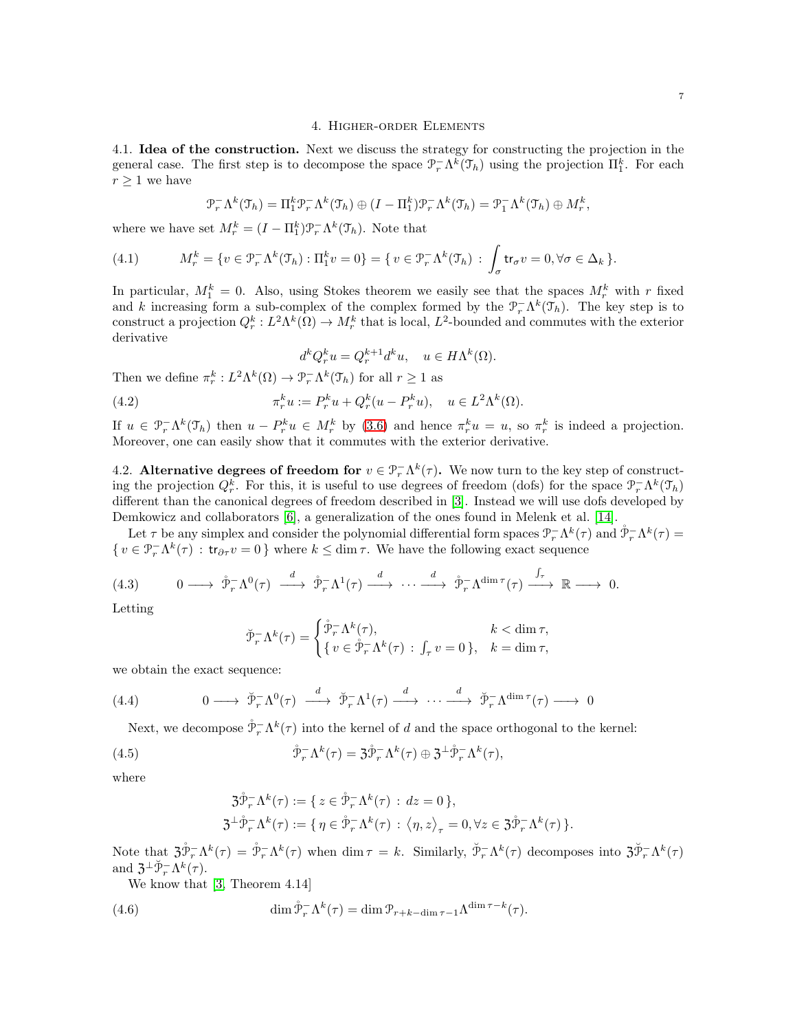## 4. Higher-order Elements

4.1. **Idea of the construction.** Next we discuss the strategy for constructing the projection in the general case. The first step is to decompose the space $\mathcal{P}_r^-\Lambda^k(\mathcal{T}_h)$ using the projection $\Pi_1^k$. For each $r \geq 1$ we have

$$\mathcal{P}_r^-\Lambda^k(\mathcal{T}_h) = \Pi_1^k \mathcal{P}_r^-\Lambda^k(\mathcal{T}_h) \oplus (I - \Pi_1^k)\mathcal{P}_r^-\Lambda^k(\mathcal{T}_h) = \mathcal{P}_1^-\Lambda^k(\mathcal{T}_h) \oplus M_r^k,$$

where we have set $M_r^k = (I - \Pi_1^k)\mathcal{P}_r^-\Lambda^k(\mathcal{T}_h)$. Note that

$$M_r^k = \{v \in \mathcal{P}_r^-\Lambda^k(\mathcal{T}_h) : \Pi_1^k v = 0\} = \{\, v \in \mathcal{P}_r^-\Lambda^k(\mathcal{T}_h) \,:\, \int_\sigma \mathsf{tr}_\sigma v = 0, \forall \sigma \in \Delta_k \,\}. \tag{4.1}$$

In particular, $M_1^k = 0$. Also, using Stokes theorem we easily see that the spaces $M_r^k$ with $r$ fixed and $k$ increasing form a sub-complex of the complex formed by the $\mathcal{P}_r^-\Lambda^k(\mathcal{T}_h)$. The key step is to construct a projection $Q_r^k : L^2\Lambda^k(\Omega) \to M_r^k$ that is local, $L^2$-bounded and commutes with the exterior derivative

$$d^k Q_r^k u = Q_r^{k+1} d^k u, \quad u \in H\Lambda^k(\Omega).$$

Then we define $\pi_r^k : L^2\Lambda^k(\Omega) \to \mathcal{P}_r^-\Lambda^k(\mathcal{T}_h)$ for all $r \geq 1$ as

$$\pi_r^k u := P_r^k u + Q_r^k(u - P_r^k u), \quad u \in L^2\Lambda^k(\Omega). \tag{4.2}$$

If $u \in \mathcal{P}_r^-\Lambda^k(\mathcal{T}_h)$ then $u - P_r^k u \in M_r^k$ by (3.6) and hence $\pi_r^k u = u$, so $\pi_r^k$ is indeed a projection. Moreover, one can easily show that it commutes with the exterior derivative.

4.2. **Alternative degrees of freedom for $v \in \mathcal{P}_r^-\Lambda^k(\tau)$.** We now turn to the key step of constructing the projection $Q_r^k$. For this, it is useful to use degrees of freedom (dofs) for the space $\mathcal{P}_r^-\Lambda^k(\mathcal{T}_h)$ different than the canonical degrees of freedom described in [3]. Instead we will use dofs developed by Demkowicz and collaborators [6], a generalization of the ones found in Melenk et al. [14].

Let $\tau$ be any simplex and consider the polynomial differential form spaces $\mathcal{P}_r^-\Lambda^k(\tau)$ and $\mathring{\mathcal{P}}_r^-\Lambda^k(\tau) = \{\, v \in \mathcal{P}_r^-\Lambda^k(\tau) \,:\, \mathsf{tr}_{\partial\tau} v = 0 \,\}$ where $k \leq \dim\tau$. We have the following exact sequence

$$0 \longrightarrow \mathring{\mathcal{P}}_r^-\Lambda^0(\tau) \xrightarrow{\ d\ } \mathring{\mathcal{P}}_r^-\Lambda^1(\tau) \xrightarrow{\ d\ } \cdots \xrightarrow{\ d\ } \mathring{\mathcal{P}}_r^-\Lambda^{\dim\tau}(\tau) \xrightarrow{\ \int_\tau\ } \mathbb{R} \longrightarrow 0. \tag{4.3}$$

Letting

$$\breve{\mathcal{P}}_r^-\Lambda^k(\tau) = \begin{cases} \mathring{\mathcal{P}}_r^-\Lambda^k(\tau), & k < \dim\tau, \\ \{\, v \in \mathring{\mathcal{P}}_r^-\Lambda^k(\tau) \,:\, \int_\tau v = 0 \,\}, & k = \dim\tau, \end{cases}$$

we obtain the exact sequence:

$$0 \longrightarrow \breve{\mathcal{P}}_r^-\Lambda^0(\tau) \xrightarrow{\ d\ } \breve{\mathcal{P}}_r^-\Lambda^1(\tau) \xrightarrow{\ d\ } \cdots \xrightarrow{\ d\ } \breve{\mathcal{P}}_r^-\Lambda^{\dim\tau}(\tau) \longrightarrow 0 \tag{4.4}$$

Next, we decompose $\mathring{\mathcal{P}}_r^-\Lambda^k(\tau)$ into the kernel of $d$ and the space orthogonal to the kernel:

$$\mathring{\mathcal{P}}_r^-\Lambda^k(\tau) = \mathfrak{Z}\mathring{\mathcal{P}}_r^-\Lambda^k(\tau) \oplus \mathfrak{Z}^\perp\mathring{\mathcal{P}}_r^-\Lambda^k(\tau), \tag{4.5}$$

where

$$\mathfrak{Z}\mathring{\mathcal{P}}_r^-\Lambda^k(\tau) := \{\, z \in \mathring{\mathcal{P}}_r^-\Lambda^k(\tau) \,:\, dz = 0 \,\},$$
$$\mathfrak{Z}^\perp\mathring{\mathcal{P}}_r^-\Lambda^k(\tau) := \{\, \eta \in \mathring{\mathcal{P}}_r^-\Lambda^k(\tau) \,:\, \langle \eta, z \rangle_\tau = 0, \forall z \in \mathfrak{Z}\mathring{\mathcal{P}}_r^-\Lambda^k(\tau) \,\}.$$

Note that $\mathfrak{Z}\mathring{\mathcal{P}}_r^-\Lambda^k(\tau) = \mathring{\mathcal{P}}_r^-\Lambda^k(\tau)$ when $\dim\tau = k$. Similarly, $\breve{\mathcal{P}}_r^-\Lambda^k(\tau)$ decomposes into $\mathfrak{Z}\breve{\mathcal{P}}_r^-\Lambda^k(\tau)$ and $\mathfrak{Z}^\perp\breve{\mathcal{P}}_r^-\Lambda^k(\tau)$.

We know that [3, Theorem 4.14]

$$\dim \mathring{\mathcal{P}}_r^-\Lambda^k(\tau) = \dim \mathcal{P}_{r+k-\dim\tau-1}\Lambda^{\dim\tau-k}(\tau). \tag{4.6}$$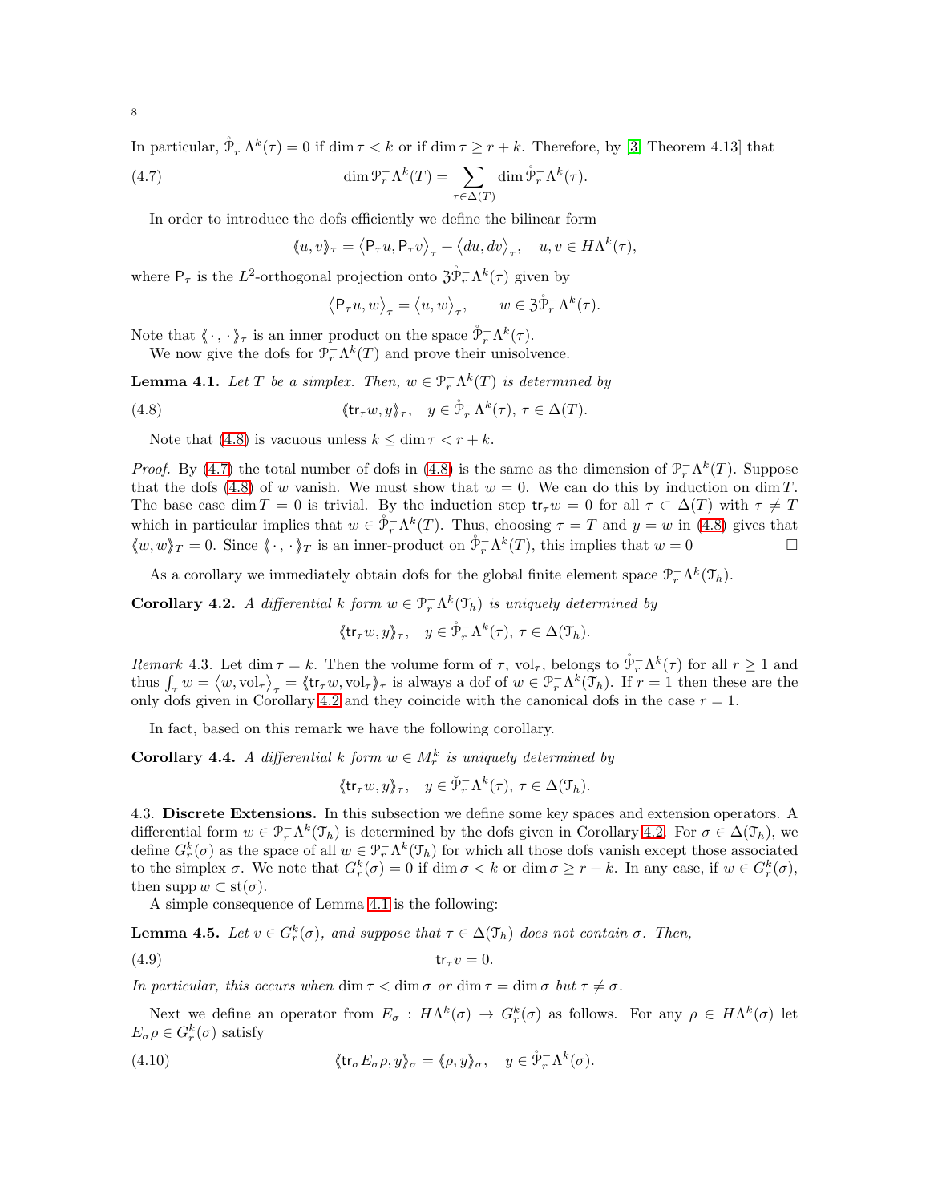In particular, $\mathring{\mathcal{P}}_r^- \Lambda^k(\tau) = 0$ if $\dim \tau < k$ or if $\dim \tau \geq r + k$. Therefore, by [3, Theorem 4.13] that

$$\dim \mathcal{P}_r^- \Lambda^k(T) = \sum_{\tau \in \Delta(T)} \dim \mathring{\mathcal{P}}_r^- \Lambda^k(\tau). \tag{4.7}$$

In order to introduce the dofs efficiently we define the bilinear form

$$\langle\!\langle u, v \rangle\!\rangle_\tau = \langle \mathsf{P}_\tau u, \mathsf{P}_\tau v \rangle_\tau + \langle du, dv \rangle_\tau, \quad u, v \in H\Lambda^k(\tau),$$

where $\mathsf{P}_\tau$ is the $L^2$-orthogonal projection onto $\mathfrak{Z}\mathring{\mathcal{P}}_r^- \Lambda^k(\tau)$ given by

$$\langle \mathsf{P}_\tau u, w \rangle_\tau = \langle u, w \rangle_\tau, \qquad w \in \mathfrak{Z}\mathring{\mathcal{P}}_r^- \Lambda^k(\tau).$$

Note that $\langle\!\langle \cdot, \cdot \rangle\!\rangle_\tau$ is an inner product on the space $\mathring{\mathcal{P}}_r^- \Lambda^k(\tau)$.

We now give the dofs for $\mathcal{P}_r^- \Lambda^k(T)$ and prove their unisolvence.

**Lemma 4.1.** *Let $T$ be a simplex. Then, $w \in \mathcal{P}_r^- \Lambda^k(T)$ is determined by*

$$\langle\!\langle \mathsf{tr}_\tau w, y \rangle\!\rangle_\tau, \quad y \in \mathring{\mathcal{P}}_r^- \Lambda^k(\tau),\ \tau \in \Delta(T). \tag{4.8}$$

Note that (4.8) is vacuous unless $k \leq \dim \tau < r + k$.

*Proof.* By (4.7) the total number of dofs in (4.8) is the same as the dimension of $\mathcal{P}_r^- \Lambda^k(T)$. Suppose that the dofs (4.8) of $w$ vanish. We must show that $w = 0$. We can do this by induction on $\dim T$. The base case $\dim T = 0$ is trivial. By the induction step $\mathsf{tr}_\tau w = 0$ for all $\tau \subset \Delta(T)$ with $\tau \neq T$ which in particular implies that $w \in \mathring{\mathcal{P}}_r^- \Lambda^k(T)$. Thus, choosing $\tau = T$ and $y = w$ in (4.8) gives that $\langle\!\langle w, w \rangle\!\rangle_T = 0$. Since $\langle\!\langle \cdot, \cdot \rangle\!\rangle_T$ is an inner-product on $\mathring{\mathcal{P}}_r^- \Lambda^k(T)$, this implies that $w = 0$ □

As a corollary we immediately obtain dofs for the global finite element space $\mathcal{P}_r^- \Lambda^k(\mathcal{T}_h)$.

**Corollary 4.2.** *A differential $k$ form $w \in \mathcal{P}_r^- \Lambda^k(\mathcal{T}_h)$ is uniquely determined by*

$$\langle\!\langle \mathsf{tr}_\tau w, y \rangle\!\rangle_\tau, \quad y \in \mathring{\mathcal{P}}_r^- \Lambda^k(\tau),\ \tau \in \Delta(\mathcal{T}_h).$$

*Remark* 4.3. Let $\dim \tau = k$. Then the volume form of $\tau$, $\mathrm{vol}_\tau$, belongs to $\mathring{\mathcal{P}}_r^- \Lambda^k(\tau)$ for all $r \geq 1$ and thus $\int_\tau w = \langle w, \mathrm{vol}_\tau \rangle_\tau = \langle\!\langle \mathsf{tr}_\tau w, \mathrm{vol}_\tau \rangle\!\rangle_\tau$ is always a dof of $w \in \mathcal{P}_r^- \Lambda^k(\mathcal{T}_h)$. If $r = 1$ then these are the only dofs given in Corollary 4.2 and they coincide with the canonical dofs in the case $r = 1$.

In fact, based on this remark we have the following corollary.

**Corollary 4.4.** *A differential $k$ form $w \in M_r^k$ is uniquely determined by*

$$\langle\!\langle \mathsf{tr}_\tau w, y \rangle\!\rangle_\tau, \quad y \in \breve{\mathcal{P}}_r^- \Lambda^k(\tau),\ \tau \in \Delta(\mathcal{T}_h).$$

4.3. **Discrete Extensions.** In this subsection we define some key spaces and extension operators. A differential form $w \in \mathcal{P}_r^- \Lambda^k(\mathcal{T}_h)$ is determined by the dofs given in Corollary 4.2. For $\sigma \in \Delta(\mathcal{T}_h)$, we define $G_r^k(\sigma)$ as the space of all $w \in \mathcal{P}_r^- \Lambda^k(\mathcal{T}_h)$ for which all those dofs vanish except those associated to the simplex $\sigma$. We note that $G_r^k(\sigma) = 0$ if $\dim \sigma < k$ or $\dim \sigma \geq r + k$. In any case, if $w \in G_r^k(\sigma)$, then $\operatorname{supp} w \subset \operatorname{st}(\sigma)$.

A simple consequence of Lemma 4.1 is the following:

**Lemma 4.5.** *Let $v \in G_r^k(\sigma)$, and suppose that $\tau \in \Delta(\mathcal{T}_h)$ does not contain $\sigma$. Then,*

$$\mathsf{tr}_\tau v = 0. \tag{4.9}$$

*In particular, this occurs when $\dim \tau < \dim \sigma$ or $\dim \tau = \dim \sigma$ but $\tau \neq \sigma$.*

Next we define an operator from $E_\sigma : H\Lambda^k(\sigma) \to G_r^k(\sigma)$ as follows. For any $\rho \in H\Lambda^k(\sigma)$ let $E_\sigma \rho \in G_r^k(\sigma)$ satisfy

$$\langle\!\langle \mathsf{tr}_\sigma E_\sigma \rho, y \rangle\!\rangle_\sigma = \langle\!\langle \rho, y \rangle\!\rangle_\sigma, \quad y \in \mathring{\mathcal{P}}_r^- \Lambda^k(\sigma). \tag{4.10}$$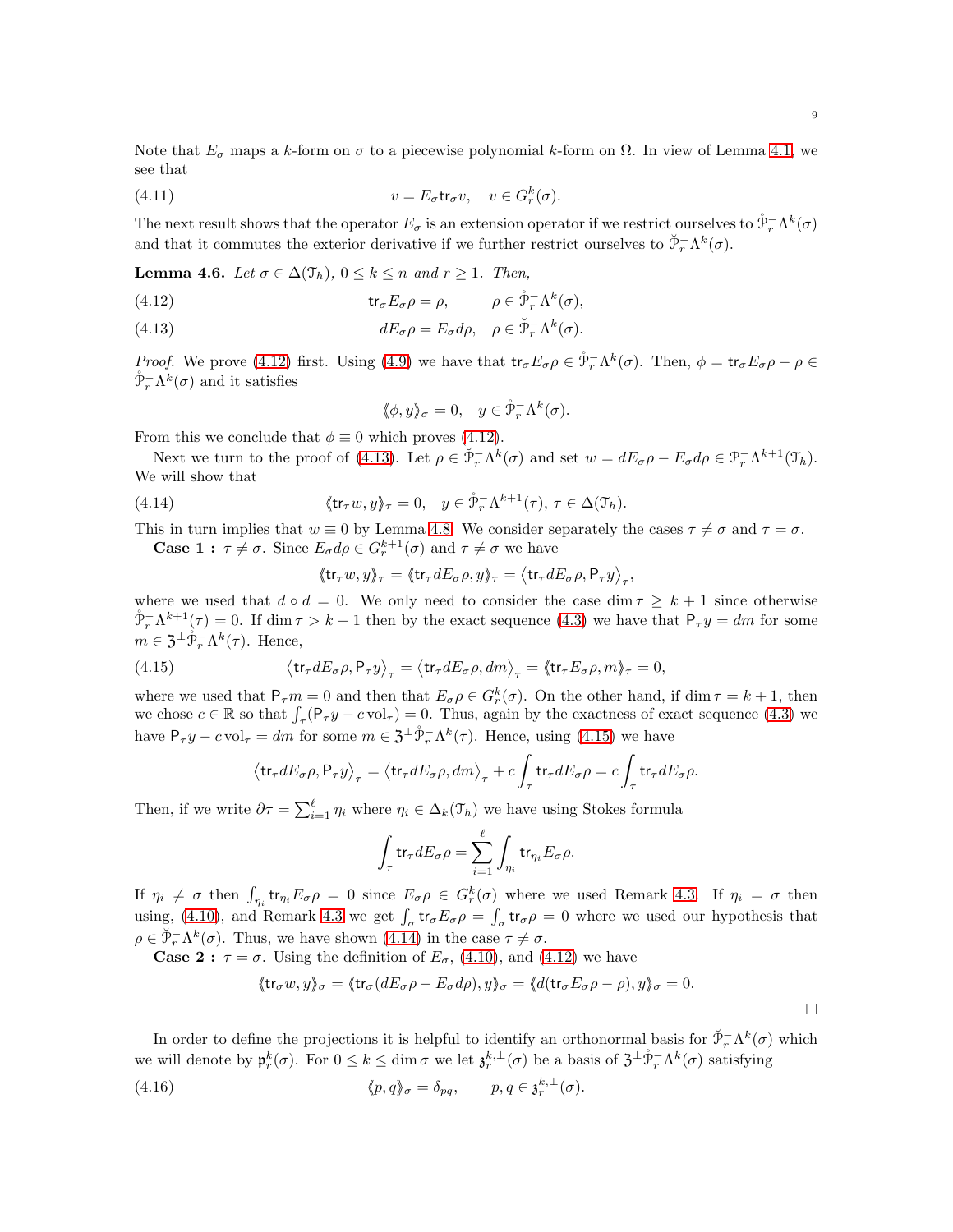Note that $E_\sigma$ maps a $k$-form on $\sigma$ to a piecewise polynomial $k$-form on $\Omega$. In view of Lemma 4.1, we see that

$$v = E_\sigma \mathsf{tr}_\sigma v, \quad v \in G_r^k(\sigma). \tag{4.11}$$

The next result shows that the operator $E_\sigma$ is an extension operator if we restrict ourselves to $\mathring{\mathcal{P}}_r^- \Lambda^k(\sigma)$ and that it commutes the exterior derivative if we further restrict ourselves to $\breve{\mathcal{P}}_r^- \Lambda^k(\sigma)$.

**Lemma 4.6.** *Let $\sigma \in \Delta(\mathcal{T}_h)$, $0 \le k \le n$ and $r \ge 1$. Then,*

$$\mathsf{tr}_\sigma E_\sigma \rho = \rho, \qquad \rho \in \mathring{\mathcal{P}}_r^- \Lambda^k(\sigma), \tag{4.12}$$

$$d E_\sigma \rho = E_\sigma d\rho, \quad \rho \in \breve{\mathcal{P}}_r^- \Lambda^k(\sigma). \tag{4.13}$$

*Proof.* We prove (4.12) first. Using (4.9) we have that $\mathsf{tr}_\sigma E_\sigma \rho \in \mathring{\mathcal{P}}_r^- \Lambda^k(\sigma)$. Then, $\phi = \mathsf{tr}_\sigma E_\sigma \rho - \rho \in \mathring{\mathcal{P}}_r^- \Lambda^k(\sigma)$ and it satisfies

$$\langle\!\langle \phi, y \rangle\!\rangle_\sigma = 0, \quad y \in \mathring{\mathcal{P}}_r^- \Lambda^k(\sigma).$$

From this we conclude that $\phi \equiv 0$ which proves (4.12).

Next we turn to the proof of (4.13). Let $\rho \in \breve{\mathcal{P}}_r^- \Lambda^k(\sigma)$ and set $w = dE_\sigma \rho - E_\sigma d\rho \in \mathcal{P}_r^- \Lambda^{k+1}(\mathcal{T}_h)$. We will show that

$$\langle\!\langle \mathsf{tr}_\tau w, y \rangle\!\rangle_\tau = 0, \quad y \in \mathring{\mathcal{P}}_r^- \Lambda^{k+1}(\tau),\ \tau \in \Delta(\mathcal{T}_h). \tag{4.14}$$

This in turn implies that $w \equiv 0$ by Lemma 4.8. We consider separately the cases $\tau \neq \sigma$ and $\tau = \sigma$.

**Case 1 :** $\tau \neq \sigma$. Since $E_\sigma d\rho \in G_r^{k+1}(\sigma)$ and $\tau \neq \sigma$ we have

$$\langle\!\langle \mathsf{tr}_\tau w, y \rangle\!\rangle_\tau = \langle\!\langle \mathsf{tr}_\tau dE_\sigma \rho, y \rangle\!\rangle_\tau = \big\langle \mathsf{tr}_\tau dE_\sigma \rho, \mathsf{P}_\tau y \big\rangle_\tau,$$

where we used that $d \circ d = 0$. We only need to consider the case $\dim \tau \ge k+1$ since otherwise $\mathring{\mathcal{P}}_r^- \Lambda^{k+1}(\tau) = 0$. If $\dim \tau > k+1$ then by the exact sequence (4.3) we have that $\mathsf{P}_\tau y = dm$ for some $m \in \mathfrak{Z}^\perp \mathring{\mathcal{P}}_r^- \Lambda^k(\tau)$. Hence,

$$\big\langle \mathsf{tr}_\tau dE_\sigma \rho, \mathsf{P}_\tau y \big\rangle_\tau = \big\langle \mathsf{tr}_\tau dE_\sigma \rho, dm \big\rangle_\tau = \langle\!\langle \mathsf{tr}_\tau E_\sigma \rho, m \rangle\!\rangle_\tau = 0, \tag{4.15}$$

where we used that $\mathsf{P}_\tau m = 0$ and then that $E_\sigma \rho \in G_r^k(\sigma)$. On the other hand, if $\dim \tau = k+1$, then we chose $c \in \mathbb{R}$ so that $\int_\tau (\mathsf{P}_\tau y - c\,\mathrm{vol}_\tau) = 0$. Thus, again by the exactness of exact sequence (4.3) we have $\mathsf{P}_\tau y - c\,\mathrm{vol}_\tau = dm$ for some $m \in \mathfrak{Z}^\perp \mathring{\mathcal{P}}_r^- \Lambda^k(\tau)$. Hence, using (4.15) we have

$$\big\langle \mathsf{tr}_\tau dE_\sigma \rho, \mathsf{P}_\tau y \big\rangle_\tau = \big\langle \mathsf{tr}_\tau dE_\sigma \rho, dm \big\rangle_\tau + c \int_\tau \mathsf{tr}_\tau dE_\sigma \rho = c \int_\tau \mathsf{tr}_\tau dE_\sigma \rho.$$

Then, if we write $\partial \tau = \sum_{i=1}^{\ell} \eta_i$ where $\eta_i \in \Delta_k(\mathcal{T}_h)$ we have using Stokes formula

$$\int_\tau \mathsf{tr}_\tau dE_\sigma \rho = \sum_{i=1}^{\ell} \int_{\eta_i} \mathsf{tr}_{\eta_i} E_\sigma \rho.$$

If $\eta_i \neq \sigma$ then $\int_{\eta_i} \mathsf{tr}_{\eta_i} E_\sigma \rho = 0$ since $E_\sigma \rho \in G_r^k(\sigma)$ where we used Remark 4.3. If $\eta_i = \sigma$ then using, (4.10), and Remark 4.3 we get $\int_\sigma \mathsf{tr}_\sigma E_\sigma \rho = \int_\sigma \mathsf{tr}_\sigma \rho = 0$ where we used our hypothesis that $\rho \in \breve{\mathcal{P}}_r^- \Lambda^k(\sigma)$. Thus, we have shown (4.14) in the case $\tau \neq \sigma$.

**Case 2 :** $\tau = \sigma$. Using the definition of $E_\sigma$, (4.10), and (4.12) we have

$$\langle\!\langle \mathsf{tr}_\sigma w, y \rangle\!\rangle_\sigma = \langle\!\langle \mathsf{tr}_\sigma (dE_\sigma \rho - E_\sigma d\rho), y \rangle\!\rangle_\sigma = \langle\!\langle d(\mathsf{tr}_\sigma E_\sigma \rho - \rho), y \rangle\!\rangle_\sigma = 0.$$

$\square$

In order to define the projections it is helpful to identify an orthonormal basis for $\breve{\mathcal{P}}_r^- \Lambda^k(\sigma)$ which we will denote by $\mathfrak{p}_r^k(\sigma)$. For $0 \le k \le \dim \sigma$ we let $\mathfrak{z}_r^{k,\perp}(\sigma)$ be a basis of $\mathfrak{Z}^\perp \mathring{\mathcal{P}}_r^- \Lambda^k(\sigma)$ satisfying

$$\langle\!\langle p, q \rangle\!\rangle_\sigma = \delta_{pq}, \qquad p, q \in \mathfrak{z}_r^{k,\perp}(\sigma). \tag{4.16}$$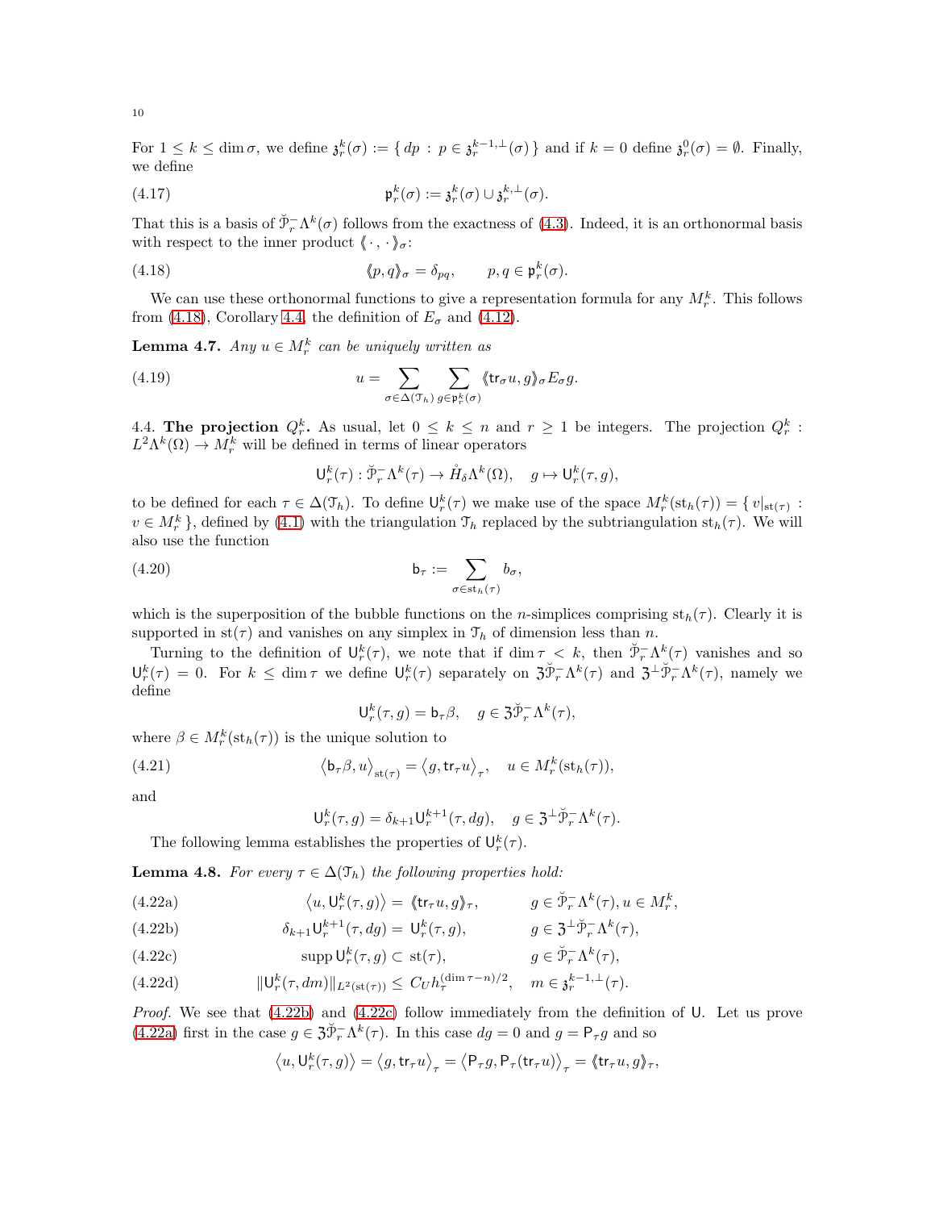For $1 \le k \le \dim \sigma$, we define $\mathfrak{z}_r^k(\sigma) := \{\, dp \,:\, p \in \mathfrak{z}_r^{k-1,\perp}(\sigma)\,\}$ and if $k = 0$ define $\mathfrak{z}_r^0(\sigma) = \emptyset$. Finally, we define

$$\mathfrak{p}_r^k(\sigma) := \mathfrak{z}_r^k(\sigma) \cup \mathfrak{z}_r^{k,\perp}(\sigma). \tag{4.17}$$

That this is a basis of $\breve{\mathcal{P}}_r^- \Lambda^k(\sigma)$ follows from the exactness of (4.3). Indeed, it is an orthonormal basis with respect to the inner product $\langle\!\langle \cdot\,, \cdot \rangle\!\rangle_\sigma$:

$$\langle\!\langle p, q \rangle\!\rangle_\sigma = \delta_{pq}, \qquad p, q \in \mathfrak{p}_r^k(\sigma). \tag{4.18}$$

We can use these orthonormal functions to give a representation formula for any $M_r^k$. This follows from (4.18), Corollary 4.4, the definition of $E_\sigma$ and (4.12).

**Lemma 4.7.** *Any $u \in M_r^k$ can be uniquely written as*

$$u = \sum_{\sigma \in \Delta(\mathcal{T}_h)} \sum_{g \in \mathfrak{p}_r^k(\sigma)} \langle\!\langle \mathsf{tr}_\sigma u, g \rangle\!\rangle_\sigma E_\sigma g. \tag{4.19}$$

4.4. **The projection $Q_r^k$.** As usual, let $0 \le k \le n$ and $r \ge 1$ be integers. The projection $Q_r^k : L^2\Lambda^k(\Omega) \to M_r^k$ will be defined in terms of linear operators

$$\mathsf{U}_r^k(\tau) : \breve{\mathcal{P}}_r^- \Lambda^k(\tau) \to \mathring{H}_\delta \Lambda^k(\Omega), \quad g \mapsto \mathsf{U}_r^k(\tau, g),$$

to be defined for each $\tau \in \Delta(\mathcal{T}_h)$. To define $\mathsf{U}_r^k(\tau)$ we make use of the space $M_r^k(\mathrm{st}_h(\tau)) = \{\, v|_{\mathrm{st}(\tau)} : v \in M_r^k \,\}$, defined by (4.1) with the triangulation $\mathcal{T}_h$ replaced by the subtriangulation $\mathrm{st}_h(\tau)$. We will also use the function

$$\mathsf{b}_\tau := \sum_{\sigma \in \mathrm{st}_h(\tau)} b_\sigma, \tag{4.20}$$

which is the superposition of the bubble functions on the $n$-simplices comprising $\mathrm{st}_h(\tau)$. Clearly it is supported in $\mathrm{st}(\tau)$ and vanishes on any simplex in $\mathcal{T}_h$ of dimension less than $n$.

Turning to the definition of $\mathsf{U}_r^k(\tau)$, we note that if $\dim \tau < k$, then $\breve{\mathcal{P}}_r^- \Lambda^k(\tau)$ vanishes and so $\mathsf{U}_r^k(\tau) = 0$. For $k \le \dim \tau$ we define $\mathsf{U}_r^k(\tau)$ separately on $\mathfrak{Z}\breve{\mathcal{P}}_r^- \Lambda^k(\tau)$ and $\mathfrak{Z}^\perp \breve{\mathcal{P}}_r^- \Lambda^k(\tau)$, namely we define

$$\mathsf{U}_r^k(\tau, g) = \mathsf{b}_\tau \beta, \quad g \in \mathfrak{Z}\breve{\mathcal{P}}_r^- \Lambda^k(\tau),$$

where $\beta \in M_r^k(\mathrm{st}_h(\tau))$ is the unique solution to

$$\big\langle \mathsf{b}_\tau \beta, u \big\rangle_{\mathrm{st}(\tau)} = \big\langle g, \mathsf{tr}_\tau u \big\rangle_\tau, \quad u \in M_r^k(\mathrm{st}_h(\tau)), \tag{4.21}$$

and

$$\mathsf{U}_r^k(\tau, g) = \delta_{k+1} \mathsf{U}_r^{k+1}(\tau, dg), \quad g \in \mathfrak{Z}^\perp \breve{\mathcal{P}}_r^- \Lambda^k(\tau).$$

The following lemma establishes the properties of $\mathsf{U}_r^k(\tau)$.

**Lemma 4.8.** *For every $\tau \in \Delta(\mathcal{T}_h)$ the following properties hold:*

$$\big\langle u, \mathsf{U}_r^k(\tau, g) \big\rangle = \langle\!\langle \mathsf{tr}_\tau u, g \rangle\!\rangle_\tau, \qquad g \in \breve{\mathcal{P}}_r^- \Lambda^k(\tau), u \in M_r^k, \tag{4.22a}$$

$$\delta_{k+1} \mathsf{U}_r^{k+1}(\tau, dg) = \mathsf{U}_r^k(\tau, g), \qquad g \in \mathfrak{Z}^\perp \breve{\mathcal{P}}_r^- \Lambda^k(\tau), \tag{4.22b}$$

$$\operatorname{supp} \mathsf{U}_r^k(\tau, g) \subset \mathrm{st}(\tau), \qquad g \in \breve{\mathcal{P}}_r^- \Lambda^k(\tau), \tag{4.22c}$$

$$\|\mathsf{U}_r^k(\tau, dm)\|_{L^2(\mathrm{st}(\tau))} \le C_U h_\tau^{(\dim \tau - n)/2}, \quad m \in \mathfrak{z}_r^{k-1,\perp}(\tau). \tag{4.22d}$$

*Proof.* We see that (4.22b) and (4.22c) follow immediately from the definition of $\mathsf{U}$. Let us prove (4.22a) first in the case $g \in \mathfrak{Z}\breve{\mathcal{P}}_r^- \Lambda^k(\tau)$. In this case $dg = 0$ and $g = \mathsf{P}_\tau g$ and so

$$\big\langle u, \mathsf{U}_r^k(\tau, g) \big\rangle = \big\langle g, \mathsf{tr}_\tau u \big\rangle_\tau = \big\langle \mathsf{P}_\tau g, \mathsf{P}_\tau(\mathsf{tr}_\tau u) \big\rangle_\tau = \langle\!\langle \mathsf{tr}_\tau u, g \rangle\!\rangle_\tau,$$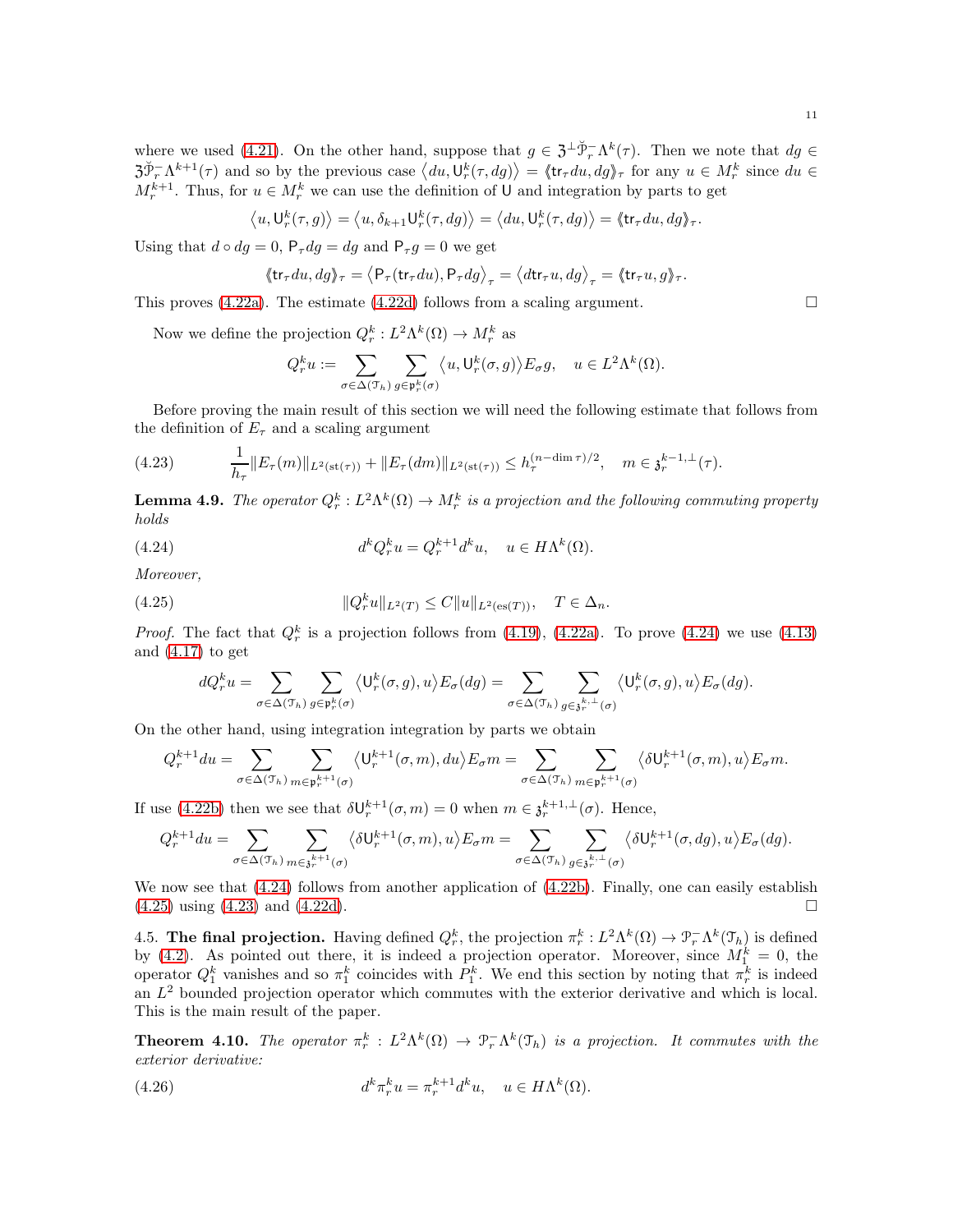where we used (4.21). On the other hand, suppose that $g \in \mathfrak{Z}^{\perp}\breve{\mathcal{P}}_r^- \Lambda^k(\tau)$. Then we note that $dg \in \mathfrak{Z}\breve{\mathcal{P}}_r^- \Lambda^{k+1}(\tau)$ and so by the previous case $\langle du, \mathsf{U}_r^k(\tau, dg)\rangle = \langle\!\langle \mathsf{tr}_\tau du, dg\rangle\!\rangle_\tau$ for any $u \in M_r^k$ since $du \in M_r^{k+1}$. Thus, for $u \in M_r^k$ we can use the definition of $\mathsf{U}$ and integration by parts to get

$$\langle u, \mathsf{U}_r^k(\tau, g)\rangle = \langle u, \delta_{k+1}\mathsf{U}_r^k(\tau, dg)\rangle = \langle du, \mathsf{U}_r^k(\tau, dg)\rangle = \langle\!\langle \mathsf{tr}_\tau du, dg\rangle\!\rangle_\tau.$$

Using that $d \circ dg = 0$, $\mathsf{P}_\tau dg = dg$ and $\mathsf{P}_\tau g = 0$ we get

$$\langle\!\langle \mathsf{tr}_\tau du, dg\rangle\!\rangle_\tau = \langle \mathsf{P}_\tau(\mathsf{tr}_\tau du), \mathsf{P}_\tau dg\rangle_\tau = \langle d\mathsf{tr}_\tau u, dg\rangle_\tau = \langle\!\langle \mathsf{tr}_\tau u, g\rangle\!\rangle_\tau.$$

This proves (4.22a). The estimate (4.22d) follows from a scaling argument. $\square$

Now we define the projection $Q_r^k : L^2\Lambda^k(\Omega) \to M_r^k$ as

$$Q_r^k u := \sum_{\sigma \in \Delta(\mathcal{T}_h)} \sum_{g \in \mathfrak{p}_r^k(\sigma)} \langle u, \mathsf{U}_r^k(\sigma, g)\rangle E_\sigma g, \quad u \in L^2\Lambda^k(\Omega).$$

Before proving the main result of this section we will need the following estimate that follows from the definition of $E_\tau$ and a scaling argument

$$\frac{1}{h_\tau}\|E_\tau(m)\|_{L^2(\mathrm{st}(\tau))} + \|E_\tau(dm)\|_{L^2(\mathrm{st}(\tau))} \le h_\tau^{(n-\dim\tau)/2}, \quad m \in \mathfrak{z}_r^{k-1,\perp}(\tau). \tag{4.23}$$

**Lemma 4.9.** *The operator $Q_r^k : L^2\Lambda^k(\Omega) \to M_r^k$ is a projection and the following commuting property holds*

$$d^k Q_r^k u = Q_r^{k+1} d^k u, \quad u \in H\Lambda^k(\Omega). \tag{4.24}$$

*Moreover,*

$$\|Q_r^k u\|_{L^2(T)} \le C\|u\|_{L^2(\mathrm{es}(T))}, \quad T \in \Delta_n. \tag{4.25}$$

*Proof.* The fact that $Q_r^k$ is a projection follows from (4.19), (4.22a). To prove (4.24) we use (4.13) and (4.17) to get

$$dQ_r^k u = \sum_{\sigma \in \Delta(\mathcal{T}_h)} \sum_{g \in \mathfrak{p}_r^k(\sigma)} \langle \mathsf{U}_r^k(\sigma, g), u\rangle E_\sigma(dg) = \sum_{\sigma \in \Delta(\mathcal{T}_h)} \sum_{g \in \mathfrak{z}_r^{k,\perp}(\sigma)} \langle \mathsf{U}_r^k(\sigma, g), u\rangle E_\sigma(dg).$$

On the other hand, using integration integration by parts we obtain

$$Q_r^{k+1} du = \sum_{\sigma \in \Delta(\mathcal{T}_h)} \sum_{m \in \mathfrak{p}_r^{k+1}(\sigma)} \langle \mathsf{U}_r^{k+1}(\sigma, m), du\rangle E_\sigma m = \sum_{\sigma \in \Delta(\mathcal{T}_h)} \sum_{m \in \mathfrak{p}_r^{k+1}(\sigma)} \langle \delta\mathsf{U}_r^{k+1}(\sigma, m), u\rangle E_\sigma m.$$

If use (4.22b) then we see that $\delta\mathsf{U}_r^{k+1}(\sigma, m) = 0$ when $m \in \mathfrak{z}_r^{k+1,\perp}(\sigma)$. Hence,

$$Q_r^{k+1} du = \sum_{\sigma \in \Delta(\mathcal{T}_h)} \sum_{m \in \mathfrak{z}_r^{k+1}(\sigma)} \langle \delta\mathsf{U}_r^{k+1}(\sigma, m), u\rangle E_\sigma m = \sum_{\sigma \in \Delta(\mathcal{T}_h)} \sum_{g \in \mathfrak{z}_r^{k,\perp}(\sigma)} \langle \delta\mathsf{U}_r^{k+1}(\sigma, dg), u\rangle E_\sigma(dg).$$

We now see that (4.24) follows from another application of (4.22b). Finally, one can easily establish (4.25) using (4.23) and (4.22d). $\square$

4.5. **The final projection.** Having defined $Q_r^k$, the projection $\pi_r^k : L^2\Lambda^k(\Omega) \to \mathcal{P}_r^-\Lambda^k(\mathcal{T}_h)$ is defined by (4.2). As pointed out there, it is indeed a projection operator. Moreover, since $M_1^k = 0$, the operator $Q_1^k$ vanishes and so $\pi_1^k$ coincides with $P_1^k$. We end this section by noting that $\pi_r^k$ is indeed an $L^2$ bounded projection operator which commutes with the exterior derivative and which is local. This is the main result of the paper.

**Theorem 4.10.** *The operator $\pi_r^k : L^2\Lambda^k(\Omega) \to \mathcal{P}_r^-\Lambda^k(\mathcal{T}_h)$ is a projection. It commutes with the exterior derivative:*

$$d^k \pi_r^k u = \pi_r^{k+1} d^k u, \quad u \in H\Lambda^k(\Omega). \tag{4.26}$$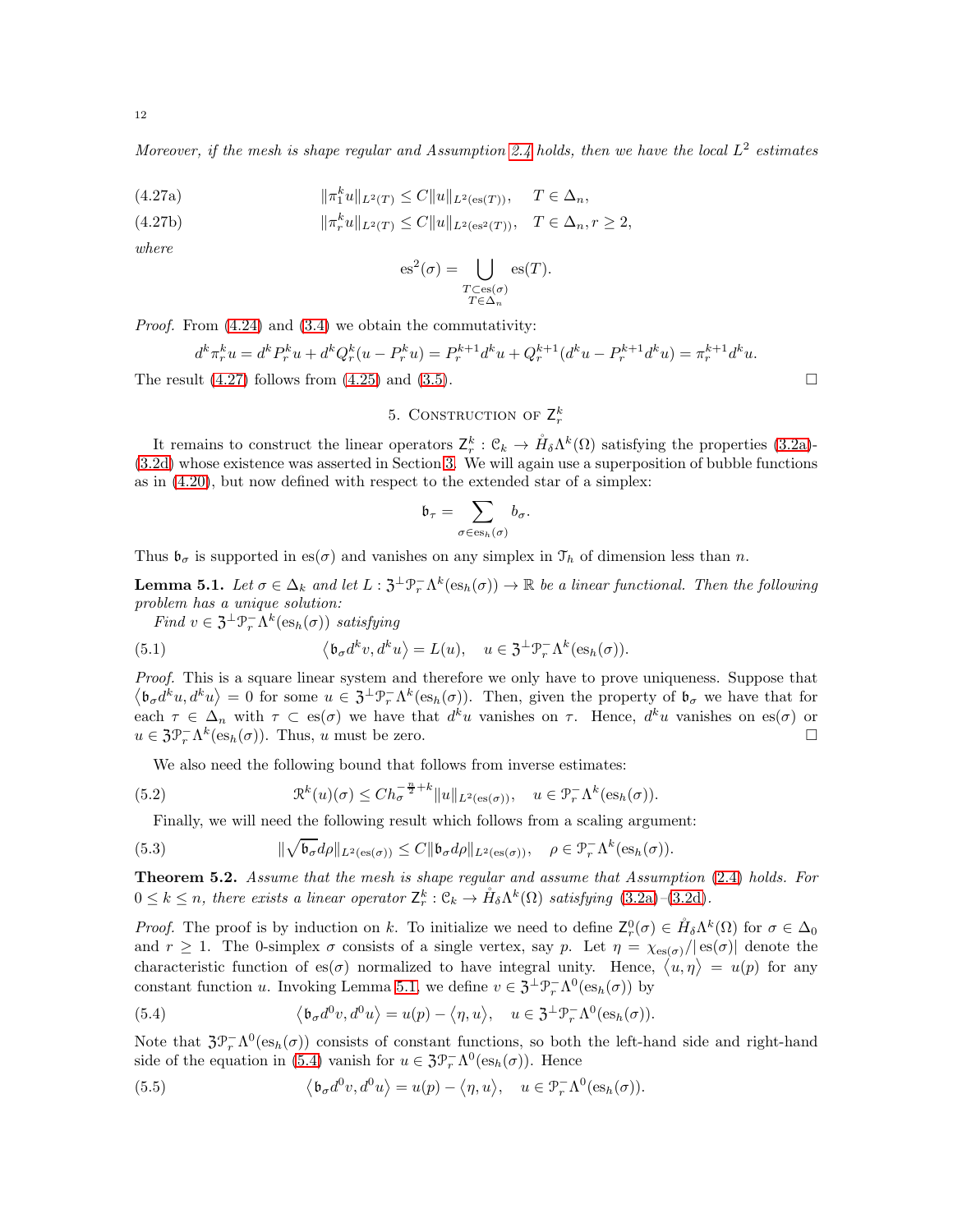*Moreover, if the mesh is shape regular and Assumption 2.4 holds, then we have the local $L^2$ estimates*

$$\|\pi_1^k u\|_{L^2(T)} \le C\|u\|_{L^2(\mathrm{es}(T))}, \quad T \in \Delta_n, \tag{4.27a}$$

$$\|\pi_r^k u\|_{L^2(T)} \le C\|u\|_{L^2(\mathrm{es}^2(T))}, \quad T \in \Delta_n, r \ge 2, \tag{4.27b}$$

*where*

$$\mathrm{es}^2(\sigma) = \bigcup_{\substack{T \subset \mathrm{es}(\sigma) \\ T \in \Delta_n}} \mathrm{es}(T).$$

*Proof.* From (4.24) and (3.4) we obtain the commutativity:

$$d^k \pi_r^k u = d^k P_r^k u + d^k Q_r^k (u - P_r^k u) = P_r^{k+1} d^k u + Q_r^{k+1}(d^k u - P_r^{k+1} d^k u) = \pi_r^{k+1} d^k u.$$

The result (4.27) follows from (4.25) and (3.5). $\square$

## 5. Construction of $\mathsf{Z}_r^k$

It remains to construct the linear operators $\mathsf{Z}_r^k : \mathcal{C}_k \to \mathring{H}_\delta \Lambda^k(\Omega)$ satisfying the properties (3.2a)-(3.2d) whose existence was asserted in Section 3. We will again use a superposition of bubble functions as in (4.20), but now defined with respect to the extended star of a simplex:

$$\mathfrak{b}_\tau = \sum_{\sigma \in \mathrm{es}_h(\sigma)} b_\sigma.$$

Thus $\mathfrak{b}_\sigma$ is supported in $\mathrm{es}(\sigma)$ and vanishes on any simplex in $\mathcal{T}_h$ of dimension less than $n$.

**Lemma 5.1.** *Let $\sigma \in \Delta_k$ and let $L : \mathfrak{Z}^\perp \mathcal{P}_r^- \Lambda^k(\mathrm{es}_h(\sigma)) \to \mathbb{R}$ be a linear functional. Then the following problem has a unique solution:*

*Find $v \in \mathfrak{Z}^\perp \mathcal{P}_r^- \Lambda^k(\mathrm{es}_h(\sigma))$ satisfying*

$$\left\langle \mathfrak{b}_\sigma d^k v, d^k u \right\rangle = L(u), \quad u \in \mathfrak{Z}^\perp \mathcal{P}_r^- \Lambda^k(\mathrm{es}_h(\sigma)). \tag{5.1}$$

*Proof.* This is a square linear system and therefore we only have to prove uniqueness. Suppose that $\left\langle \mathfrak{b}_\sigma d^k u, d^k u \right\rangle = 0$ for some $u \in \mathfrak{Z}^\perp \mathcal{P}_r^- \Lambda^k(\mathrm{es}_h(\sigma))$. Then, given the property of $\mathfrak{b}_\sigma$ we have that for each $\tau \in \Delta_n$ with $\tau \subset \mathrm{es}(\sigma)$ we have that $d^k u$ vanishes on $\tau$. Hence, $d^k u$ vanishes on $\mathrm{es}(\sigma)$ or $u \in \mathfrak{Z}\mathcal{P}_r^- \Lambda^k(\mathrm{es}_h(\sigma))$. Thus, $u$ must be zero. $\square$

We also need the following bound that follows from inverse estimates:

$$\mathcal{R}^k(u)(\sigma) \le C h_\sigma^{-\frac{n}{2}+k} \|u\|_{L^2(\mathrm{es}(\sigma))}, \quad u \in \mathcal{P}_r^- \Lambda^k(\mathrm{es}_h(\sigma)). \tag{5.2}$$

Finally, we will need the following result which follows from a scaling argument:

$$\|\sqrt{\mathfrak{b}_\sigma} d\rho\|_{L^2(\mathrm{es}(\sigma))} \le C \|\mathfrak{b}_\sigma d\rho\|_{L^2(\mathrm{es}(\sigma))}, \quad \rho \in \mathcal{P}_r^- \Lambda^k(\mathrm{es}_h(\sigma)). \tag{5.3}$$

**Theorem 5.2.** *Assume that the mesh is shape regular and assume that Assumption (2.4) holds. For $0 \le k \le n$, there exists a linear operator $\mathsf{Z}_r^k : \mathcal{C}_k \to \mathring{H}_\delta \Lambda^k(\Omega)$ satisfying (3.2a)–(3.2d).*

*Proof.* The proof is by induction on $k$. To initialize we need to define $\mathsf{Z}_r^0(\sigma) \in \mathring{H}_\delta \Lambda^k(\Omega)$ for $\sigma \in \Delta_0$ and $r \ge 1$. The 0-simplex $\sigma$ consists of a single vertex, say $p$. Let $\eta = \chi_{\mathrm{es}(\sigma)} / |\mathrm{es}(\sigma)|$ denote the characteristic function of $\mathrm{es}(\sigma)$ normalized to have integral unity. Hence, $\left\langle u, \eta \right\rangle = u(p)$ for any constant function $u$. Invoking Lemma 5.1, we define $v \in \mathfrak{Z}^\perp \mathcal{P}_r^- \Lambda^0(\mathrm{es}_h(\sigma))$ by

$$\left\langle \mathfrak{b}_\sigma d^0 v, d^0 u \right\rangle = u(p) - \left\langle \eta, u \right\rangle, \quad u \in \mathfrak{Z}^\perp \mathcal{P}_r^- \Lambda^0(\mathrm{es}_h(\sigma)). \tag{5.4}$$

Note that $\mathfrak{Z}\mathcal{P}_r^- \Lambda^0(\mathrm{es}_h(\sigma))$ consists of constant functions, so both the left-hand side and right-hand side of the equation in (5.4) vanish for $u \in \mathfrak{Z}\mathcal{P}_r^- \Lambda^0(\mathrm{es}_h(\sigma))$. Hence

$$\left\langle \mathfrak{b}_\sigma d^0 v, d^0 u \right\rangle = u(p) - \left\langle \eta, u \right\rangle, \quad u \in \mathcal{P}_r^- \Lambda^0(\mathrm{es}_h(\sigma)). \tag{5.5}$$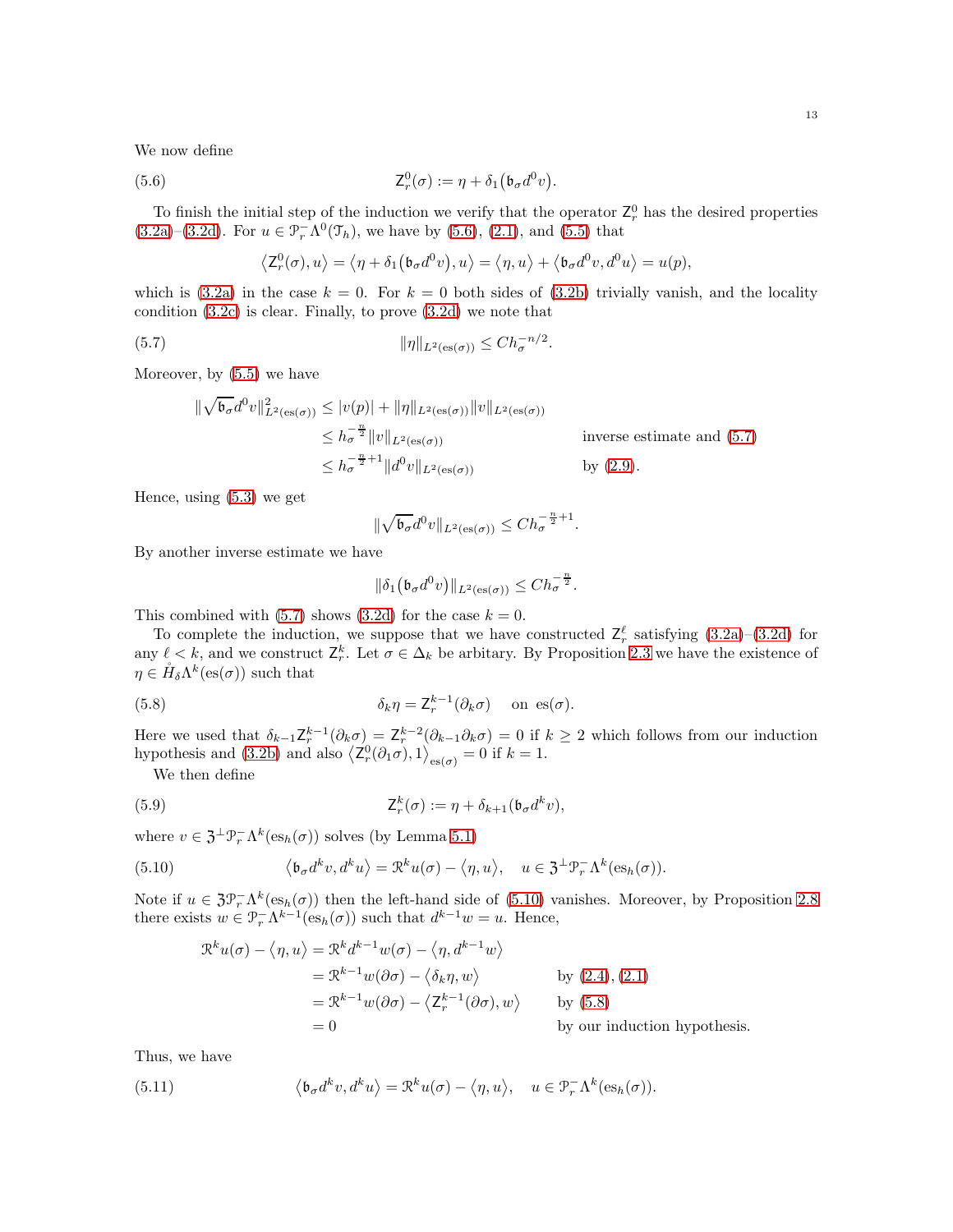We now define

$$\mathsf{Z}_r^0(\sigma) := \eta + \delta_1\big(\mathfrak{b}_\sigma d^0 v\big). \tag{5.6}$$

To finish the initial step of the induction we verify that the operator $\mathsf{Z}_r^0$ has the desired properties (3.2a)–(3.2d). For $u \in \mathcal{P}_r^-\Lambda^0(\mathcal{T}_h)$, we have by (5.6), (2.1), and (5.5) that

$$\big\langle \mathsf{Z}_r^0(\sigma), u\big\rangle = \big\langle \eta + \delta_1\big(\mathfrak{b}_\sigma d^0 v\big), u\big\rangle = \big\langle \eta, u\big\rangle + \big\langle \mathfrak{b}_\sigma d^0 v, d^0 u\big\rangle = u(p),$$

which is (3.2a) in the case $k=0$. For $k=0$ both sides of (3.2b) trivially vanish, and the locality condition (3.2c) is clear. Finally, to prove (3.2d) we note that

$$\|\eta\|_{L^2(\mathrm{es}(\sigma))} \le C h_\sigma^{-n/2}. \tag{5.7}$$

Moreover, by (5.5) we have

$$\begin{aligned}
\|\sqrt{\mathfrak{b}_\sigma} d^0 v\|^2_{L^2(\mathrm{es}(\sigma))} &\le |v(p)| + \|\eta\|_{L^2(\mathrm{es}(\sigma))}\|v\|_{L^2(\mathrm{es}(\sigma))} \\
&\le h_\sigma^{-\frac{n}{2}}\|v\|_{L^2(\mathrm{es}(\sigma))} && \text{inverse estimate and (5.7)}\\
&\le h_\sigma^{-\frac{n}{2}+1}\|d^0 v\|_{L^2(\mathrm{es}(\sigma))} && \text{by (2.9).}
\end{aligned}$$

Hence, using (5.3) we get

$$\|\sqrt{\mathfrak{b}_\sigma} d^0 v\|_{L^2(\mathrm{es}(\sigma))} \le C h_\sigma^{-\frac{n}{2}+1}.$$

By another inverse estimate we have

$$\|\delta_1\big(\mathfrak{b}_\sigma d^0 v\big)\|_{L^2(\mathrm{es}(\sigma))} \le C h_\sigma^{-\frac{n}{2}}.$$

This combined with (5.7) shows (3.2d) for the case $k=0$.

To complete the induction, we suppose that we have constructed $\mathsf{Z}_r^\ell$ satisfying (3.2a)–(3.2d) for any $\ell < k$, and we construct $\mathsf{Z}_r^k$. Let $\sigma \in \Delta_k$ be arbitary. By Proposition 2.3 we have the existence of $\eta \in \mathring{H}_\delta\Lambda^k(\mathrm{es}(\sigma))$ such that

$$\delta_k \eta = \mathsf{Z}_r^{k-1}(\partial_k \sigma) \quad \text{on } \mathrm{es}(\sigma). \tag{5.8}$$

Here we used that $\delta_{k-1}\mathsf{Z}_r^{k-1}(\partial_k\sigma) = \mathsf{Z}_r^{k-2}(\partial_{k-1}\partial_k\sigma) = 0$ if $k \ge 2$ which follows from our induction hypothesis and (3.2b) and also $\big\langle \mathsf{Z}_r^0(\partial_1\sigma), 1\big\rangle_{\mathrm{es}(\sigma)} = 0$ if $k=1$.

We then define

$$\mathsf{Z}_r^k(\sigma) := \eta + \delta_{k+1}(\mathfrak{b}_\sigma d^k v), \tag{5.9}$$

where $v \in \mathfrak{Z}^\perp\mathcal{P}_r^-\Lambda^k(\mathrm{es}_h(\sigma))$ solves (by Lemma 5.1)

$$\big\langle \mathfrak{b}_\sigma d^k v, d^k u\big\rangle = \mathcal{R}^k u(\sigma) - \big\langle \eta, u\big\rangle, \quad u \in \mathfrak{Z}^\perp\mathcal{P}_r^-\Lambda^k(\mathrm{es}_h(\sigma)). \tag{5.10}$$

Note if $u \in \mathfrak{Z}\mathcal{P}_r^-\Lambda^k(\mathrm{es}_h(\sigma))$ then the left-hand side of (5.10) vanishes. Moreover, by Proposition 2.8 there exists $w \in \mathcal{P}_r^-\Lambda^{k-1}(\mathrm{es}_h(\sigma))$ such that $d^{k-1}w = u$. Hence,

$$\begin{aligned}
\mathcal{R}^k u(\sigma) - \big\langle \eta, u\big\rangle &= \mathcal{R}^k d^{k-1} w(\sigma) - \big\langle \eta, d^{k-1} w\big\rangle \\
&= \mathcal{R}^{k-1} w(\partial\sigma) - \big\langle \delta_k \eta, w\big\rangle && \text{by (2.4), (2.1)}\\
&= \mathcal{R}^{k-1} w(\partial\sigma) - \big\langle \mathsf{Z}_r^{k-1}(\partial\sigma), w\big\rangle && \text{by (5.8)}\\
&= 0 && \text{by our induction hypothesis.}
\end{aligned}$$

Thus, we have

$$\big\langle \mathfrak{b}_\sigma d^k v, d^k u\big\rangle = \mathcal{R}^k u(\sigma) - \big\langle \eta, u\big\rangle, \quad u \in \mathcal{P}_r^-\Lambda^k(\mathrm{es}_h(\sigma)). \tag{5.11}$$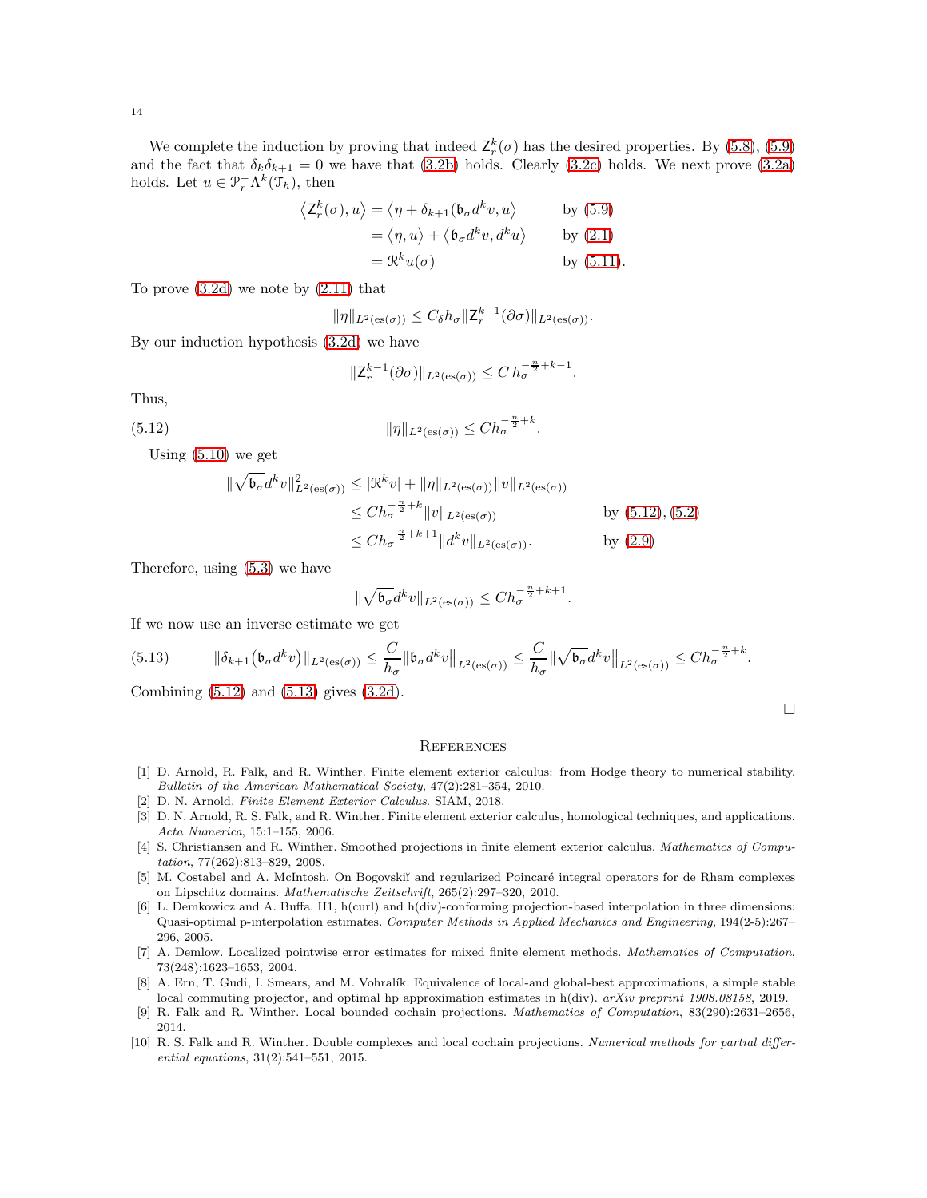We complete the induction by proving that indeed $\mathsf{Z}_r^k(\sigma)$ has the desired properties. By (5.8), (5.9) and the fact that $\delta_k \delta_{k+1} = 0$ we have that (3.2b) holds. Clearly (3.2c) holds. We next prove (3.2a) holds. Let $u \in \mathcal{P}_r^- \Lambda^k(\mathcal{T}_h)$, then

$$
\begin{aligned}
\langle \mathsf{Z}_r^k(\sigma), u \rangle &= \langle \eta + \delta_{k+1}(\mathfrak{b}_\sigma d^k v, u \rangle && \text{by (5.9)} \\
&= \langle \eta, u \rangle + \langle \mathfrak{b}_\sigma d^k v, d^k u \rangle && \text{by (2.1)} \\
&= \mathcal{R}^k u(\sigma) && \text{by (5.11)}.
\end{aligned}
$$

To prove (3.2d) we note by (2.11) that

$$
\|\eta\|_{L^2(\mathrm{es}(\sigma))} \le C_\delta h_\sigma \|\mathsf{Z}_r^{k-1}(\partial \sigma)\|_{L^2(\mathrm{es}(\sigma))}.
$$

By our induction hypothesis (3.2d) we have

$$
\|\mathsf{Z}_r^{k-1}(\partial \sigma)\|_{L^2(\mathrm{es}(\sigma))} \le C\, h_\sigma^{-\frac{n}{2}+k-1}.
$$

Thus,

$$
\|\eta\|_{L^2(\mathrm{es}(\sigma))} \le C h_\sigma^{-\frac{n}{2}+k}. \tag{5.12}
$$

Using (5.10) we get

$$
\begin{aligned}
\|\sqrt{\mathfrak{b}_\sigma} d^k v\|_{L^2(\mathrm{es}(\sigma))}^2 &\le |\mathcal{R}^k v| + \|\eta\|_{L^2(\mathrm{es}(\sigma))} \|v\|_{L^2(\mathrm{es}(\sigma))} \\
&\le C h_\sigma^{-\frac{n}{2}+k} \|v\|_{L^2(\mathrm{es}(\sigma))} && \text{by (5.12), (5.2)} \\
&\le C h_\sigma^{-\frac{n}{2}+k+1} \|d^k v\|_{L^2(\mathrm{es}(\sigma))}. && \text{by (2.9)}
\end{aligned}
$$

Therefore, using (5.3) we have

$$
\|\sqrt{\mathfrak{b}_\sigma} d^k v\|_{L^2(\mathrm{es}(\sigma))} \le C h_\sigma^{-\frac{n}{2}+k+1}.
$$

If we now use an inverse estimate we get

$$
\|\delta_{k+1}\big(\mathfrak{b}_\sigma d^k v\big)\|_{L^2(\mathrm{es}(\sigma))} \le \frac{C}{h_\sigma} \|\mathfrak{b}_\sigma d^k v\|_{L^2(\mathrm{es}(\sigma))} \le \frac{C}{h_\sigma} \|\sqrt{\mathfrak{b}_\sigma} d^k v\|_{L^2(\mathrm{es}(\sigma))} \le C h_\sigma^{-\frac{n}{2}+k}. \tag{5.13}
$$

Combining (5.12) and (5.13) gives (3.2d).

□

## References

[1] D. Arnold, R. Falk, and R. Winther. Finite element exterior calculus: from Hodge theory to numerical stability. *Bulletin of the American Mathematical Society*, 47(2):281–354, 2010.

[2] D. N. Arnold. *Finite Element Exterior Calculus*. SIAM, 2018.

[3] D. N. Arnold, R. S. Falk, and R. Winther. Finite element exterior calculus, homological techniques, and applications. *Acta Numerica*, 15:1–155, 2006.

[4] S. Christiansen and R. Winther. Smoothed projections in finite element exterior calculus. *Mathematics of Computation*, 77(262):813–829, 2008.

[5] M. Costabel and A. McIntosh. On Bogovskiĭ and regularized Poincaré integral operators for de Rham complexes on Lipschitz domains. *Mathematische Zeitschrift*, 265(2):297–320, 2010.

[6] L. Demkowicz and A. Buffa. H1, h(curl) and h(div)-conforming projection-based interpolation in three dimensions: Quasi-optimal p-interpolation estimates. *Computer Methods in Applied Mechanics and Engineering*, 194(2-5):267–296, 2005.

[7] A. Demlow. Localized pointwise error estimates for mixed finite element methods. *Mathematics of Computation*, 73(248):1623–1653, 2004.

[8] A. Ern, T. Gudi, I. Smears, and M. Vohralík. Equivalence of local-and global-best approximations, a simple stable local commuting projector, and optimal hp approximation estimates in h(div). *arXiv preprint 1908.08158*, 2019.

[9] R. Falk and R. Winther. Local bounded cochain projections. *Mathematics of Computation*, 83(290):2631–2656, 2014.

[10] R. S. Falk and R. Winther. Double complexes and local cochain projections. *Numerical methods for partial differential equations*, 31(2):541–551, 2015.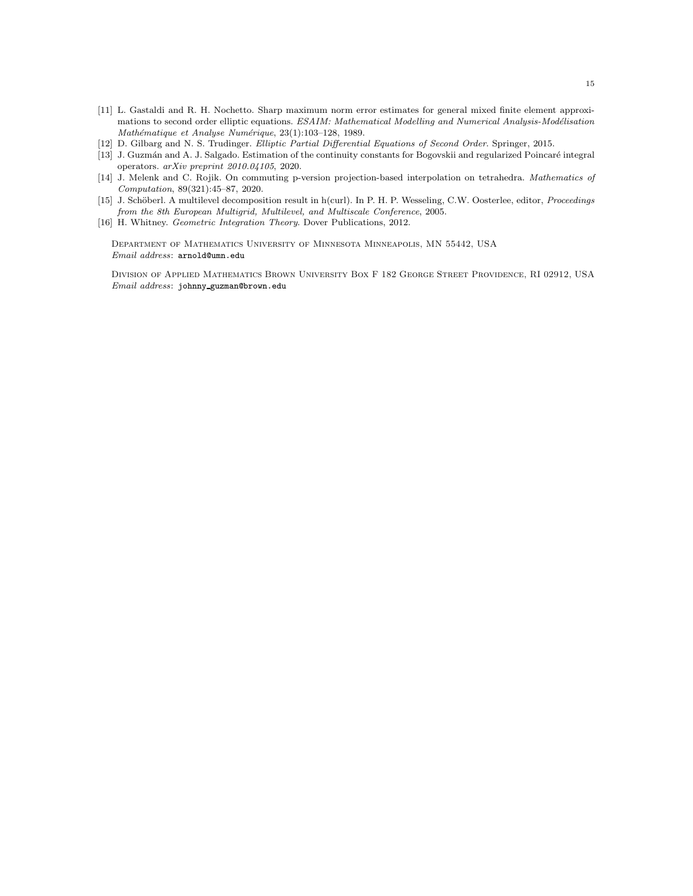[11] L. Gastaldi and R. H. Nochetto. Sharp maximum norm error estimates for general mixed finite element approximations to second order elliptic equations. *ESAIM: Mathematical Modelling and Numerical Analysis-Modélisation Mathématique et Analyse Numérique*, 23(1):103–128, 1989.

[12] D. Gilbarg and N. S. Trudinger. *Elliptic Partial Differential Equations of Second Order*. Springer, 2015.

[13] J. Guzmán and A. J. Salgado. Estimation of the continuity constants for Bogovskii and regularized Poincaré integral operators. *arXiv preprint 2010.04105*, 2020.

[14] J. Melenk and C. Rojik. On commuting p-version projection-based interpolation on tetrahedra. *Mathematics of Computation*, 89(321):45–87, 2020.

[15] J. Schöberl. A multilevel decomposition result in h(curl). In P. H. P. Wesseling, C.W. Oosterlee, editor, *Proceedings from the 8th European Multigrid, Multilevel, and Multiscale Conference*, 2005.

[16] H. Whitney. *Geometric Integration Theory*. Dover Publications, 2012.

Department of Mathematics University of Minnesota Minneapolis, MN 55442, USA
*Email address*: arnold@umn.edu

Division of Applied Mathematics Brown University Box F 182 George Street Providence, RI 02912, USA
*Email address*: johnny_guzman@brown.edu